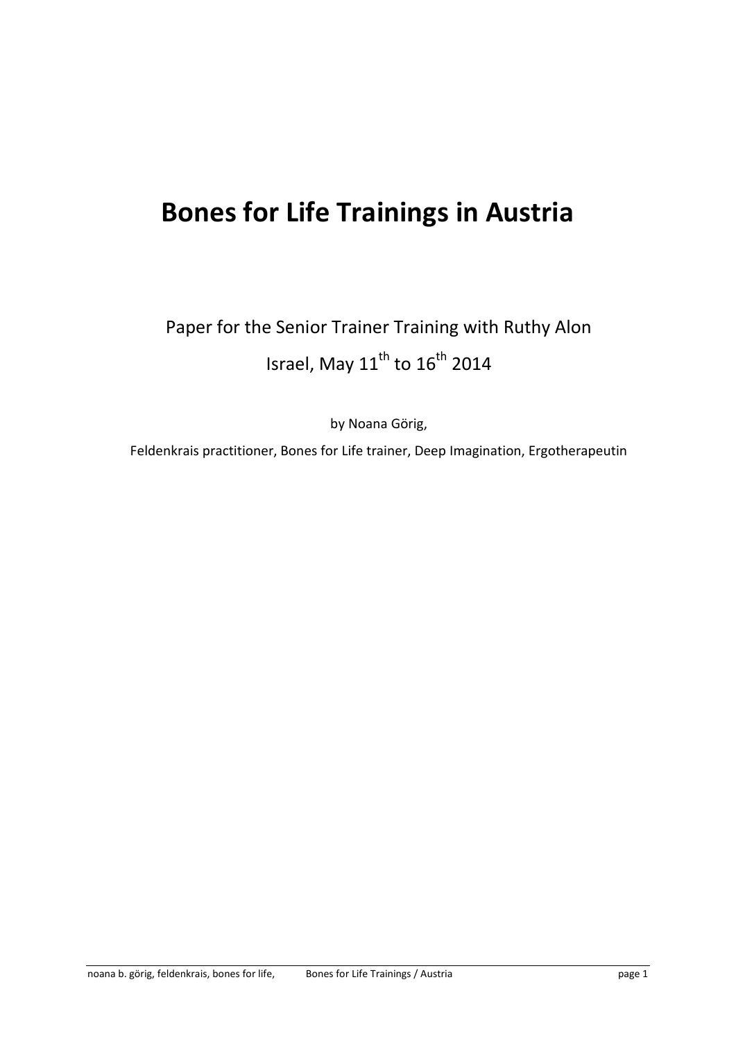# Bones for Life Trainings in Austria

Paper for the Senior Trainer Training with Ruthy Alon

Israel, May 11th to 16th 2014

by Noana Görig,

Feldenkrais practitioner, Bones for Life trainer, Deep Imagination, Ergotherapeutin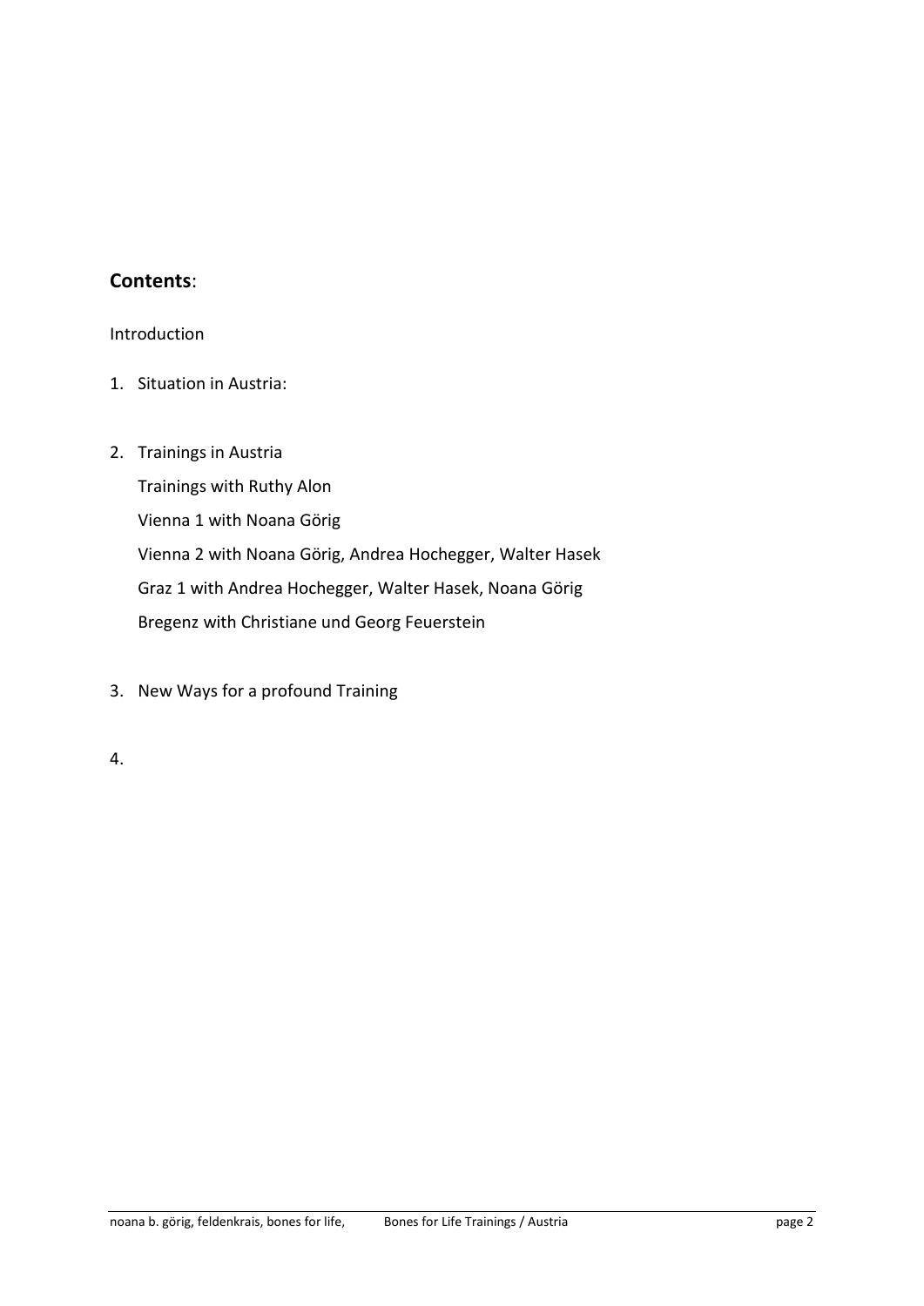## **Contents**:

Introduction

1. Situation in Austria:

2. Trainings in Austria

   Trainings with Ruthy Alon

   Vienna 1 with Noana Görig

   Vienna 2 with Noana Görig, Andrea Hochegger, Walter Hasek

   Graz 1 with Andrea Hochegger, Walter Hasek, Noana Görig

   Bregenz with Christiane und Georg Feuerstein

3. New Ways for a profound Training

4.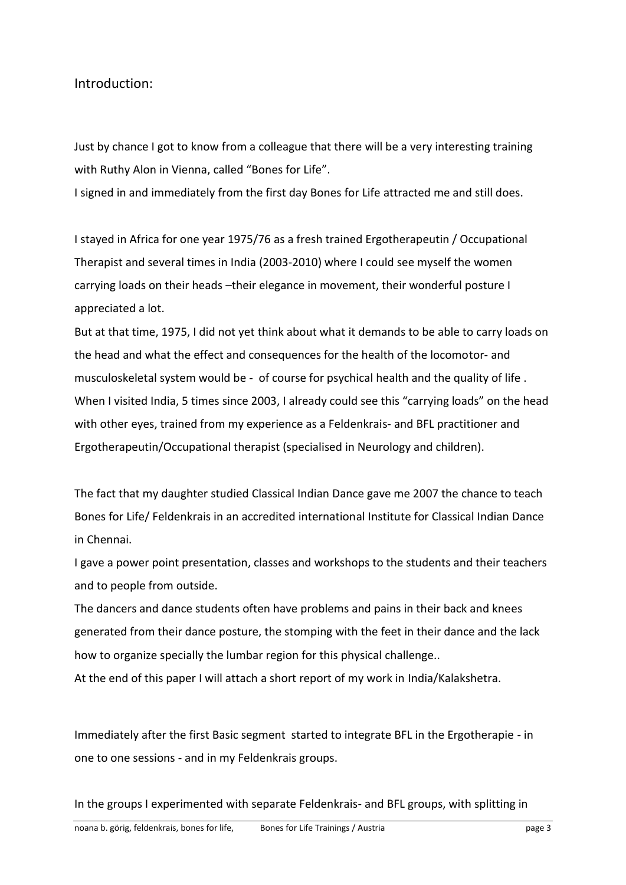## Introduction:

Just by chance I got to know from a colleague that there will be a very interesting training with Ruthy Alon in Vienna, called "Bones for Life".
I signed in and immediately from the first day Bones for Life attracted me and still does.

I stayed in Africa for one year 1975/76 as a fresh trained Ergotherapeutin / Occupational Therapist and several times in India (2003-2010) where I could see myself the women carrying loads on their heads –their elegance in movement, their wonderful posture I appreciated a lot.
But at that time, 1975, I did not yet think about what it demands to be able to carry loads on the head and what the effect and consequences for the health of the locomotor- and musculoskeletal system would be - of course for psychical health and the quality of life .
When I visited India, 5 times since 2003, I already could see this "carrying loads" on the head with other eyes, trained from my experience as a Feldenkrais- and BFL practitioner and Ergotherapeutin/Occupational therapist (specialised in Neurology and children).

The fact that my daughter studied Classical Indian Dance gave me 2007 the chance to teach Bones for Life/ Feldenkrais in an accredited international Institute for Classical Indian Dance in Chennai.
I gave a power point presentation, classes and workshops to the students and their teachers and to people from outside.
The dancers and dance students often have problems and pains in their back and knees generated from their dance posture, the stomping with the feet in their dance and the lack how to organize specially the lumbar region for this physical challenge..
At the end of this paper I will attach a short report of my work in India/Kalakshetra.

Immediately after the first Basic segment started to integrate BFL in the Ergotherapie - in one to one sessions - and in my Feldenkrais groups.

In the groups I experimented with separate Feldenkrais- and BFL groups, with splitting in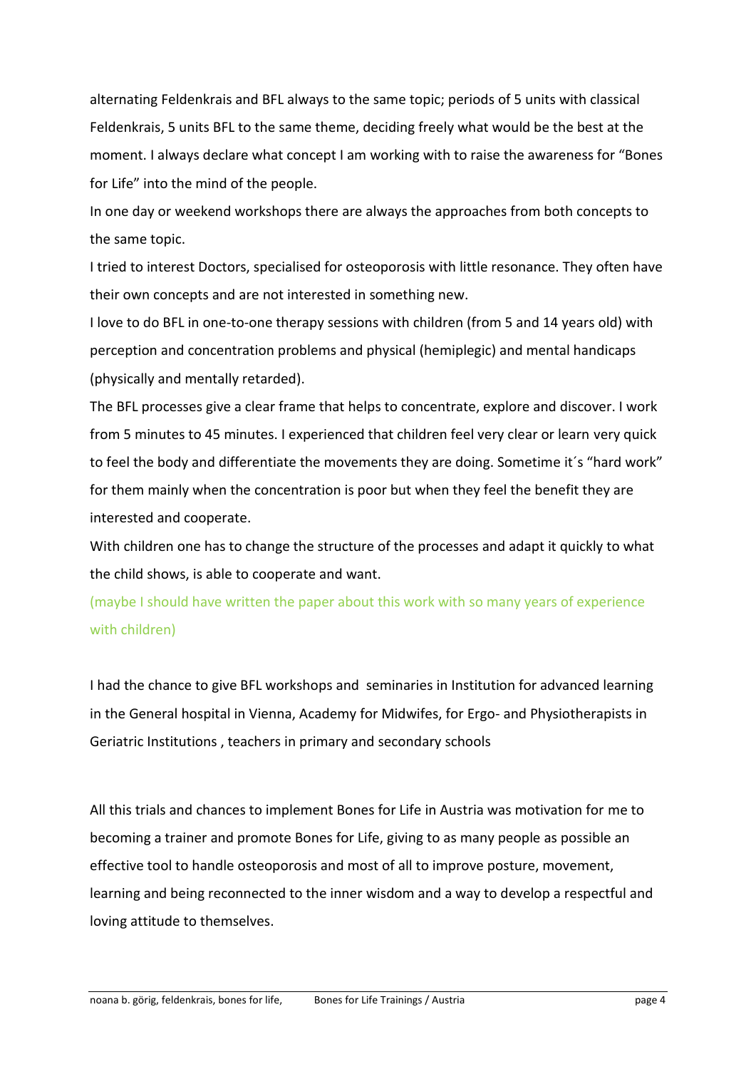alternating Feldenkrais and BFL always to the same topic; periods of 5 units with classical Feldenkrais, 5 units BFL to the same theme, deciding freely what would be the best at the moment. I always declare what concept I am working with to raise the awareness for "Bones for Life" into the mind of the people.

In one day or weekend workshops there are always the approaches from both concepts to the same topic.

I tried to interest Doctors, specialised for osteoporosis with little resonance. They often have their own concepts and are not interested in something new.

I love to do BFL in one-to-one therapy sessions with children (from 5 and 14 years old) with perception and concentration problems and physical (hemiplegic) and mental handicaps (physically and mentally retarded).

The BFL processes give a clear frame that helps to concentrate, explore and discover. I work from 5 minutes to 45 minutes. I experienced that children feel very clear or learn very quick to feel the body and differentiate the movements they are doing. Sometime it´s "hard work" for them mainly when the concentration is poor but when they feel the benefit they are interested and cooperate.

With children one has to change the structure of the processes and adapt it quickly to what the child shows, is able to cooperate and want.

(maybe I should have written the paper about this work with so many years of experience with children)

I had the chance to give BFL workshops and seminaries in Institution for advanced learning in the General hospital in Vienna, Academy for Midwifes, for Ergo- and Physiotherapists in Geriatric Institutions , teachers in primary and secondary schools

All this trials and chances to implement Bones for Life in Austria was motivation for me to becoming a trainer and promote Bones for Life, giving to as many people as possible an effective tool to handle osteoporosis and most of all to improve posture, movement, learning and being reconnected to the inner wisdom and a way to develop a respectful and loving attitude to themselves.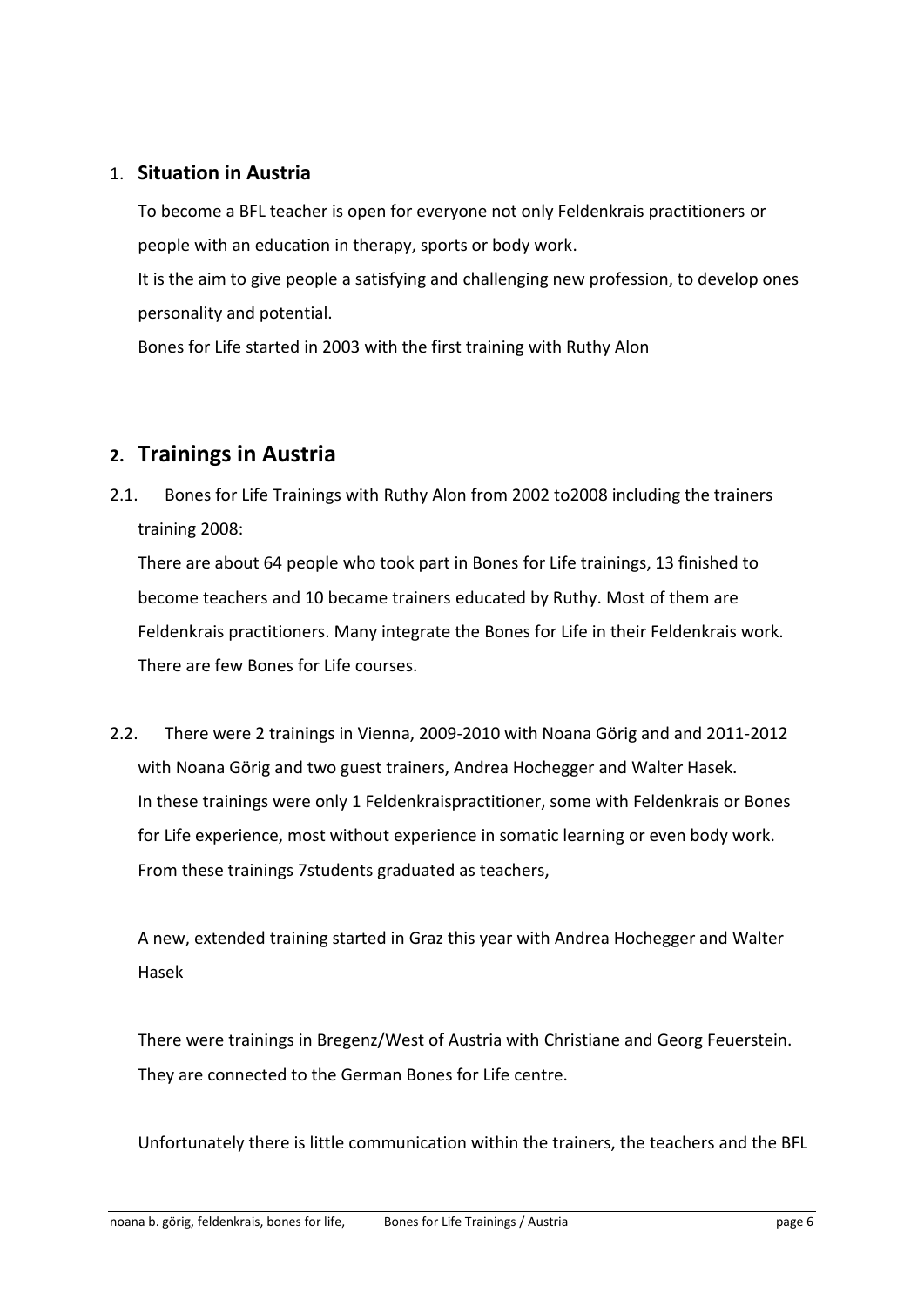1. **Situation in Austria**

To become a BFL teacher is open for everyone not only Feldenkrais practitioners or people with an education in therapy, sports or body work.

It is the aim to give people a satisfying and challenging new profession, to develop ones personality and potential.

Bones for Life started in 2003 with the first training with Ruthy Alon

## 2. Trainings in Austria

2.1. Bones for Life Trainings with Ruthy Alon from 2002 to2008 including the trainers training 2008:

There are about 64 people who took part in Bones for Life trainings, 13 finished to become teachers and 10 became trainers educated by Ruthy. Most of them are Feldenkrais practitioners. Many integrate the Bones for Life in their Feldenkrais work. There are few Bones for Life courses.

2.2. There were 2 trainings in Vienna, 2009-2010 with Noana Görig and and 2011-2012 with Noana Görig and two guest trainers, Andrea Hochegger and Walter Hasek.

In these trainings were only 1 Feldenkraispractitioner, some with Feldenkrais or Bones for Life experience, most without experience in somatic learning or even body work. From these trainings 7students graduated as teachers,

A new, extended training started in Graz this year with Andrea Hochegger and Walter Hasek

There were trainings in Bregenz/West of Austria with Christiane and Georg Feuerstein. They are connected to the German Bones for Life centre.

Unfortunately there is little communication within the trainers, the teachers and the BFL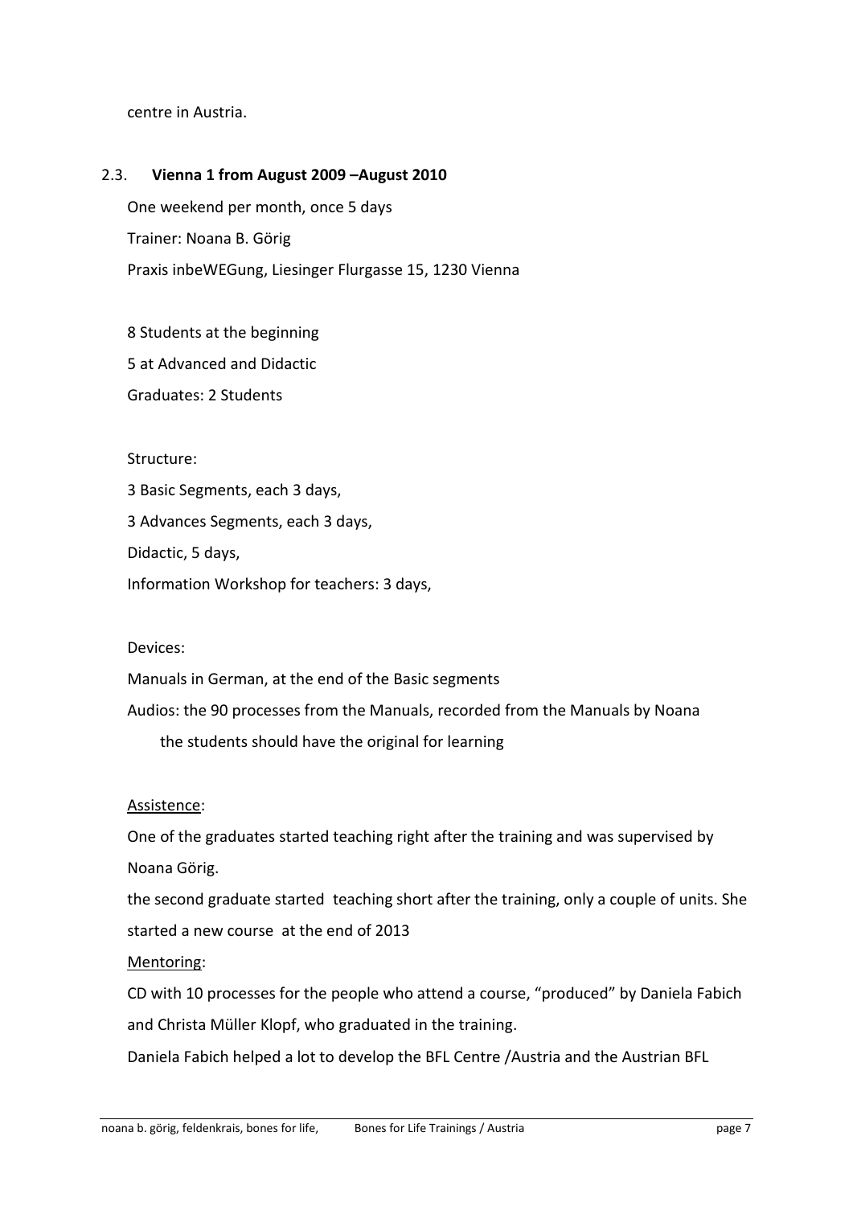centre in Austria.

## 2.3. **Vienna 1 from August 2009 –August 2010**

One weekend per month, once 5 days

Trainer: Noana B. Görig

Praxis inbeWEGung, Liesinger Flurgasse 15, 1230 Vienna

8 Students at the beginning

5 at Advanced and Didactic

Graduates: 2 Students

Structure:

3 Basic Segments, each 3 days,

3 Advances Segments, each 3 days,

Didactic, 5 days,

Information Workshop for teachers: 3 days,

Devices:

Manuals in German, at the end of the Basic segments

Audios: the 90 processes from the Manuals, recorded from the Manuals by Noana

the students should have the original for learning

<u>Assistence</u>:

One of the graduates started teaching right after the training and was supervised by Noana Görig.

the second graduate started teaching short after the training, only a couple of units. She started a new course at the end of 2013

<u>Mentoring</u>:

CD with 10 processes for the people who attend a course, "produced" by Daniela Fabich and Christa Müller Klopf, who graduated in the training.

Daniela Fabich helped a lot to develop the BFL Centre /Austria and the Austrian BFL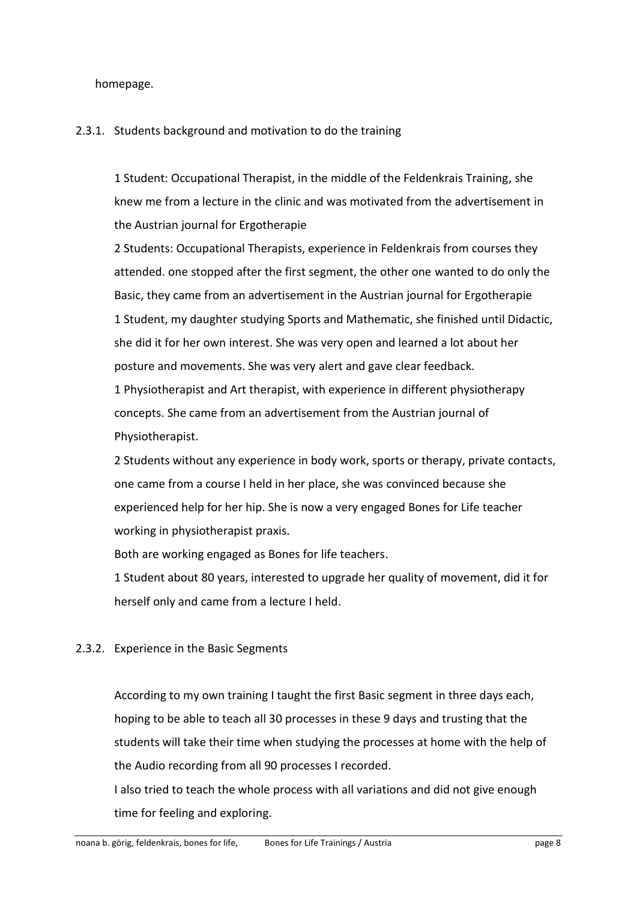homepage.

### 2.3.1. Students background and motivation to do the training

1 Student: Occupational Therapist, in the middle of the Feldenkrais Training, she knew me from a lecture in the clinic and was motivated from the advertisement in the Austrian journal for Ergotherapie

2 Students: Occupational Therapists, experience in Feldenkrais from courses they attended. one stopped after the first segment, the other one wanted to do only the Basic, they came from an advertisement in the Austrian journal for Ergotherapie

1 Student, my daughter studying Sports and Mathematic, she finished until Didactic, she did it for her own interest. She was very open and learned a lot about her posture and movements. She was very alert and gave clear feedback.

1 Physiotherapist and Art therapist, with experience in different physiotherapy concepts. She came from an advertisement from the Austrian journal of Physiotherapist.

2 Students without any experience in body work, sports or therapy, private contacts, one came from a course I held in her place, she was convinced because she experienced help for her hip. She is now a very engaged Bones for Life teacher working in physiotherapist praxis.

Both are working engaged as Bones for life teachers.

1 Student about 80 years, interested to upgrade her quality of movement, did it for herself only and came from a lecture I held.

### 2.3.2. Experience in the Basic Segments

According to my own training I taught the first Basic segment in three days each, hoping to be able to teach all 30 processes in these 9 days and trusting that the students will take their time when studying the processes at home with the help of the Audio recording from all 90 processes I recorded.

I also tried to teach the whole process with all variations and did not give enough time for feeling and exploring.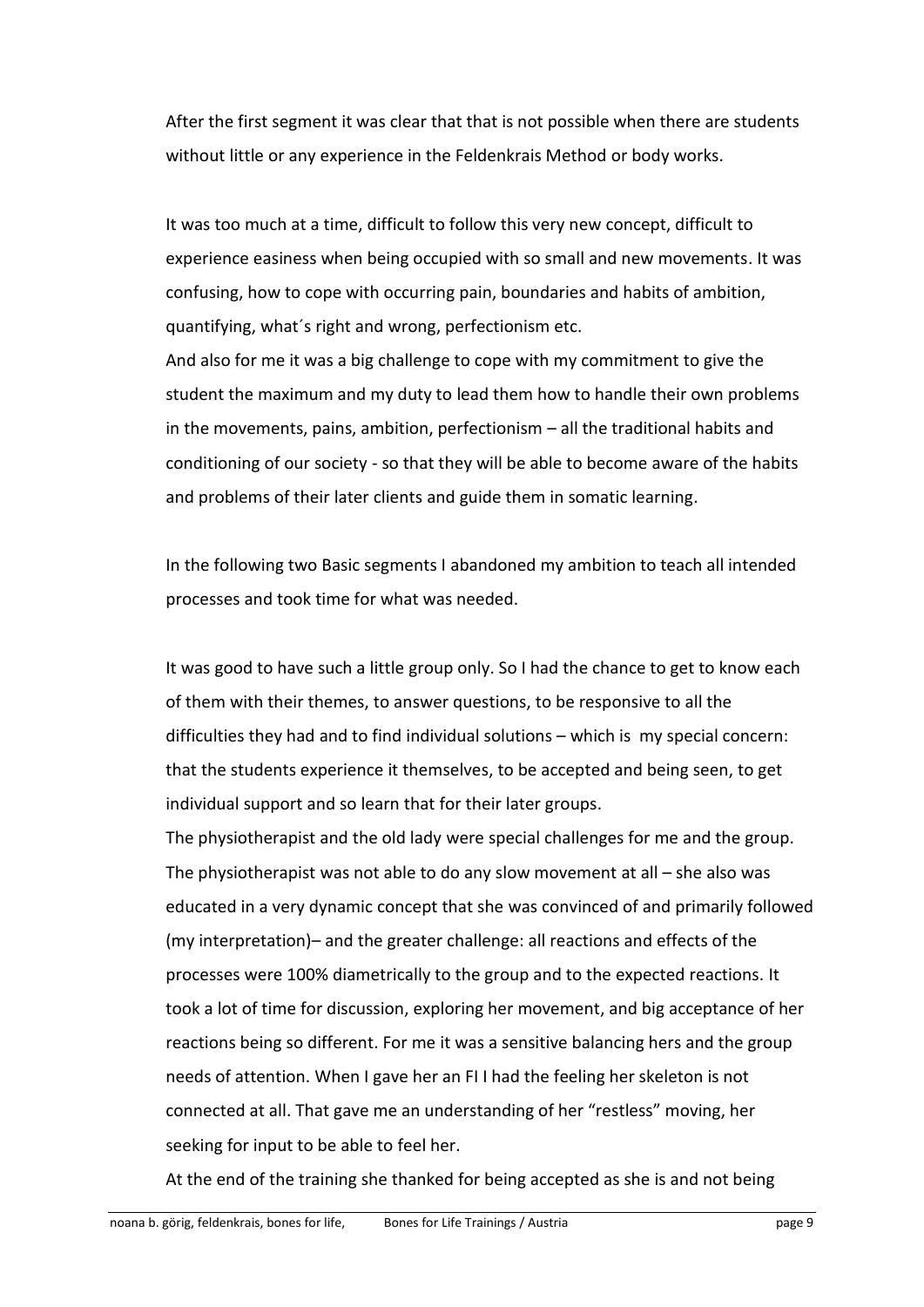After the first segment it was clear that that is not possible when there are students without little or any experience in the Feldenkrais Method or body works.

It was too much at a time, difficult to follow this very new concept, difficult to experience easiness when being occupied with so small and new movements. It was confusing, how to cope with occurring pain, boundaries and habits of ambition, quantifying, what´s right and wrong, perfectionism etc.
And also for me it was a big challenge to cope with my commitment to give the student the maximum and my duty to lead them how to handle their own problems in the movements, pains, ambition, perfectionism – all the traditional habits and conditioning of our society - so that they will be able to become aware of the habits and problems of their later clients and guide them in somatic learning.

In the following two Basic segments I abandoned my ambition to teach all intended processes and took time for what was needed.

It was good to have such a little group only. So I had the chance to get to know each of them with their themes, to answer questions, to be responsive to all the difficulties they had and to find individual solutions – which is my special concern: that the students experience it themselves, to be accepted and being seen, to get individual support and so learn that for their later groups.
The physiotherapist and the old lady were special challenges for me and the group. The physiotherapist was not able to do any slow movement at all – she also was educated in a very dynamic concept that she was convinced of and primarily followed (my interpretation)– and the greater challenge: all reactions and effects of the processes were 100% diametrically to the group and to the expected reactions. It took a lot of time for discussion, exploring her movement, and big acceptance of her reactions being so different. For me it was a sensitive balancing hers and the group needs of attention. When I gave her an FI I had the feeling her skeleton is not connected at all. That gave me an understanding of her "restless" moving, her seeking for input to be able to feel her.
At the end of the training she thanked for being accepted as she is and not being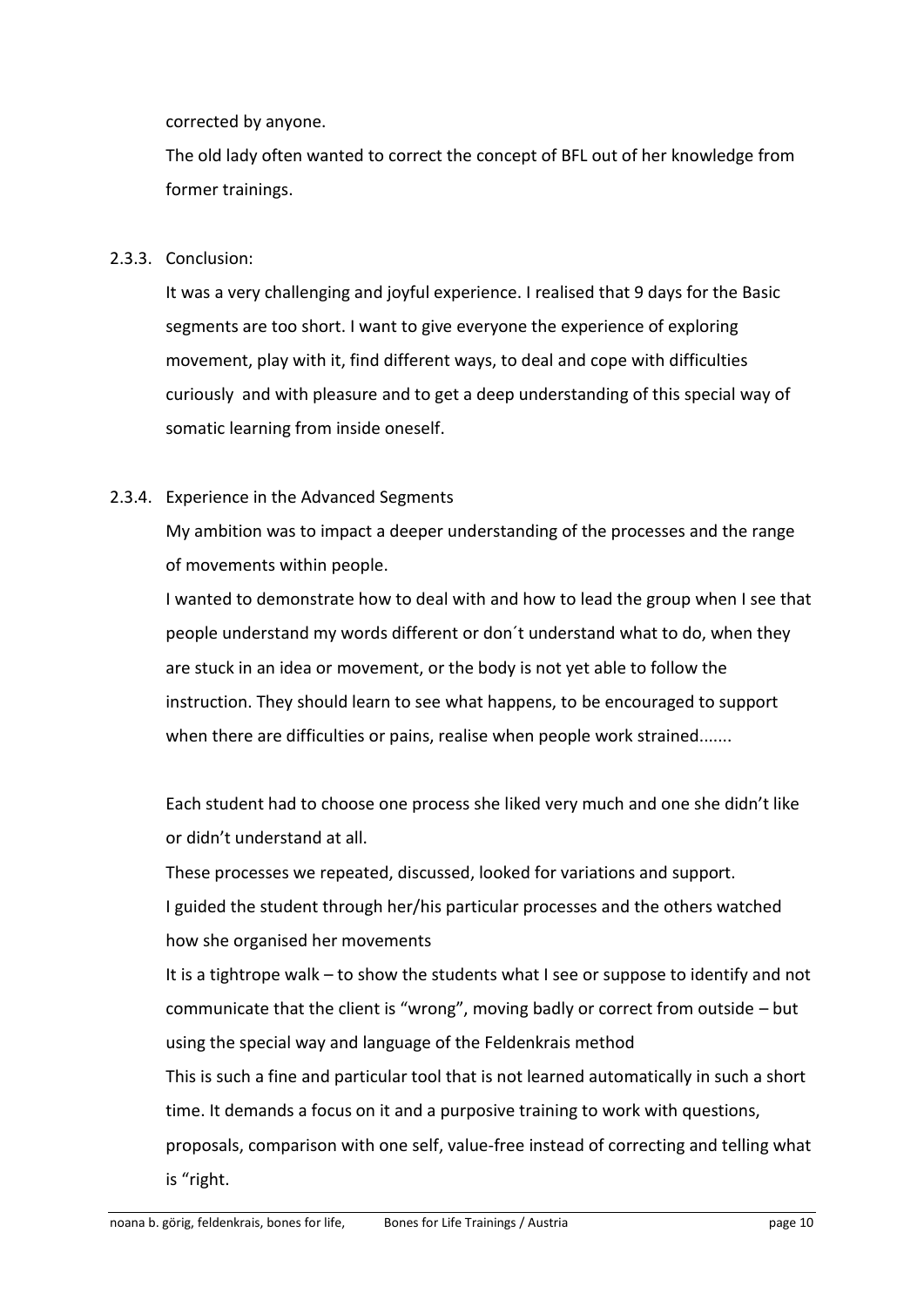corrected by anyone.

The old lady often wanted to correct the concept of BFL out of her knowledge from former trainings.

#### 2.3.3. Conclusion:

It was a very challenging and joyful experience. I realised that 9 days for the Basic segments are too short. I want to give everyone the experience of exploring movement, play with it, find different ways, to deal and cope with difficulties curiously and with pleasure and to get a deep understanding of this special way of somatic learning from inside oneself.

#### 2.3.4. Experience in the Advanced Segments

My ambition was to impact a deeper understanding of the processes and the range of movements within people.

I wanted to demonstrate how to deal with and how to lead the group when I see that people understand my words different or don´t understand what to do, when they are stuck in an idea or movement, or the body is not yet able to follow the instruction. They should learn to see what happens, to be encouraged to support when there are difficulties or pains, realise when people work strained.......

Each student had to choose one process she liked very much and one she didn't like or didn't understand at all.

These processes we repeated, discussed, looked for variations and support.

I guided the student through her/his particular processes and the others watched how she organised her movements

It is a tightrope walk – to show the students what I see or suppose to identify and not communicate that the client is "wrong", moving badly or correct from outside – but using the special way and language of the Feldenkrais method

This is such a fine and particular tool that is not learned automatically in such a short time. It demands a focus on it and a purposive training to work with questions, proposals, comparison with one self, value-free instead of correcting and telling what is "right.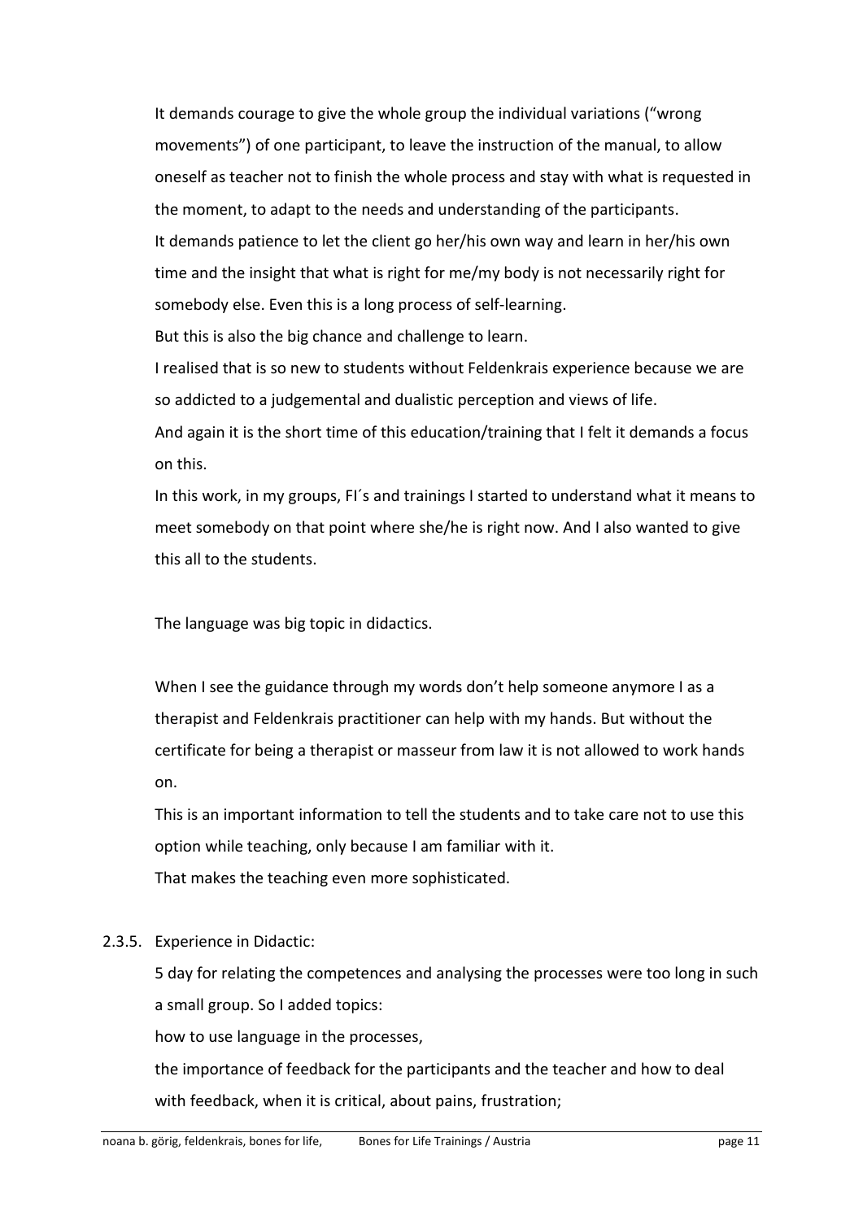It demands courage to give the whole group the individual variations ("wrong movements") of one participant, to leave the instruction of the manual, to allow oneself as teacher not to finish the whole process and stay with what is requested in the moment, to adapt to the needs and understanding of the participants.
It demands patience to let the client go her/his own way and learn in her/his own time and the insight that what is right for me/my body is not necessarily right for somebody else. Even this is a long process of self-learning.
But this is also the big chance and challenge to learn.
I realised that is so new to students without Feldenkrais experience because we are so addicted to a judgemental and dualistic perception and views of life.
And again it is the short time of this education/training that I felt it demands a focus on this.
In this work, in my groups, FI´s and trainings I started to understand what it means to meet somebody on that point where she/he is right now. And I also wanted to give this all to the students.

The language was big topic in didactics.

When I see the guidance through my words don't help someone anymore I as a therapist and Feldenkrais practitioner can help with my hands. But without the certificate for being a therapist or masseur from law it is not allowed to work hands on.
This is an important information to tell the students and to take care not to use this option while teaching, only because I am familiar with it.
That makes the teaching even more sophisticated.

### 2.3.5. Experience in Didactic:

5 day for relating the competences and analysing the processes were too long in such a small group. So I added topics:
how to use language in the processes,
the importance of feedback for the participants and the teacher and how to deal with feedback, when it is critical, about pains, frustration;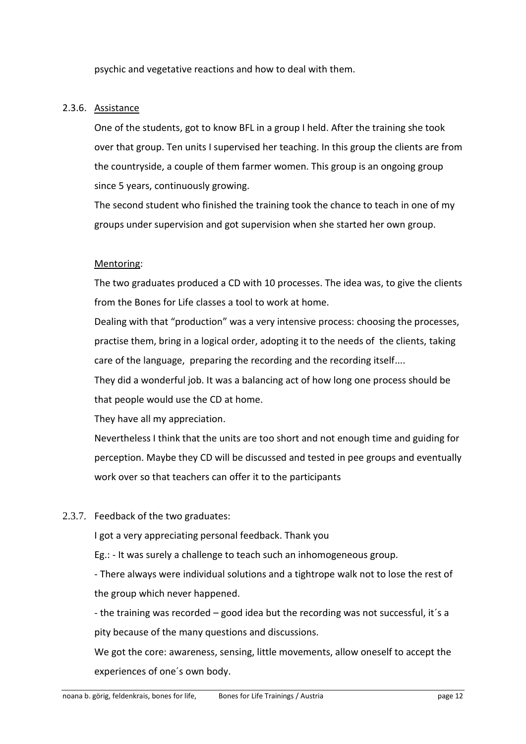psychic and vegetative reactions and how to deal with them.

### 2.3.6. Assistance

One of the students, got to know BFL in a group I held. After the training she took over that group. Ten units I supervised her teaching. In this group the clients are from the countryside, a couple of them farmer women. This group is an ongoing group since 5 years, continuously growing.

The second student who finished the training took the chance to teach in one of my groups under supervision and got supervision when she started her own group.

Mentoring:

The two graduates produced a CD with 10 processes. The idea was, to give the clients from the Bones for Life classes a tool to work at home.

Dealing with that "production" was a very intensive process: choosing the processes, practise them, bring in a logical order, adopting it to the needs of the clients, taking care of the language, preparing the recording and the recording itself....

They did a wonderful job. It was a balancing act of how long one process should be that people would use the CD at home.

They have all my appreciation.

Nevertheless I think that the units are too short and not enough time and guiding for perception. Maybe they CD will be discussed and tested in pee groups and eventually work over so that teachers can offer it to the participants

### 2.3.7. Feedback of the two graduates:

I got a very appreciating personal feedback. Thank you

Eg.: - It was surely a challenge to teach such an inhomogeneous group.

- There always were individual solutions and a tightrope walk not to lose the rest of the group which never happened.

- the training was recorded – good idea but the recording was not successful, it´s a pity because of the many questions and discussions.

We got the core: awareness, sensing, little movements, allow oneself to accept the experiences of one´s own body.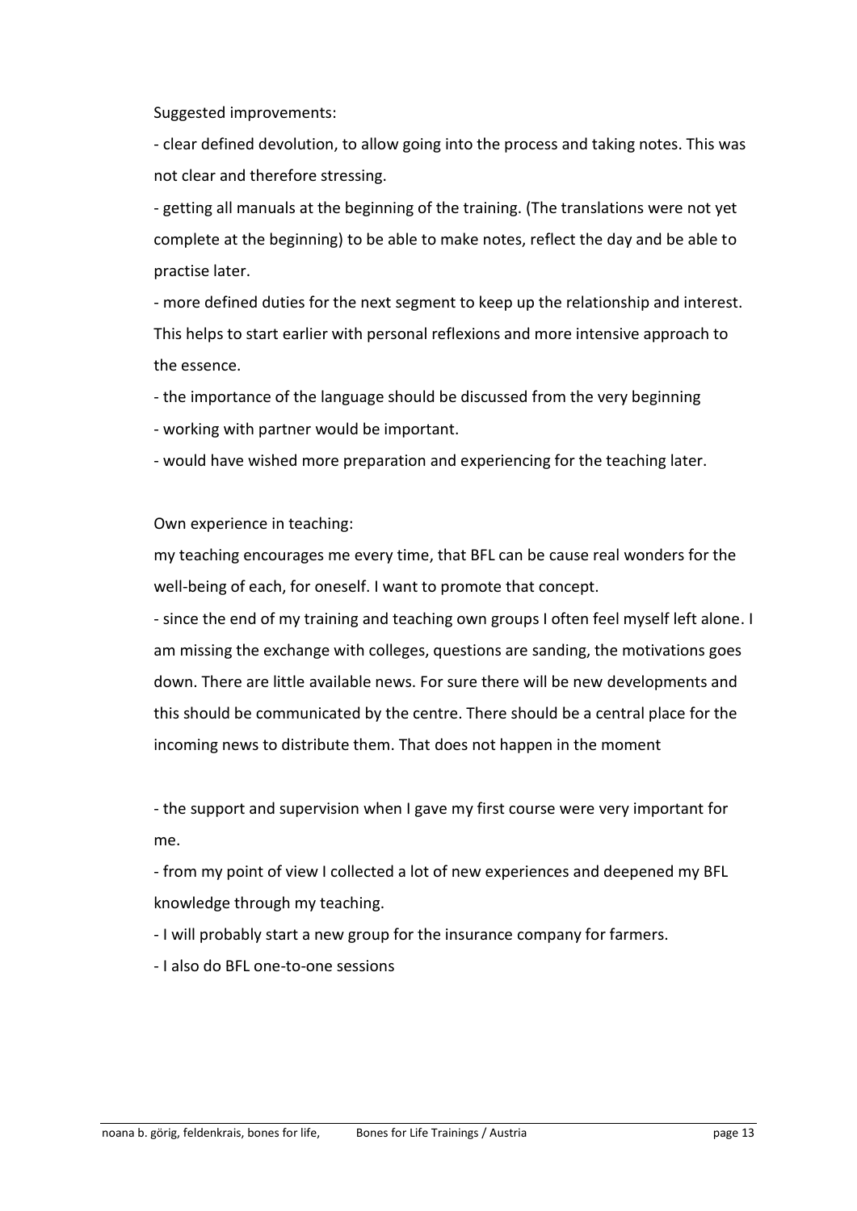Suggested improvements:

- clear defined devolution, to allow going into the process and taking notes. This was not clear and therefore stressing.
- getting all manuals at the beginning of the training. (The translations were not yet complete at the beginning) to be able to make notes, reflect the day and be able to practise later.
- more defined duties for the next segment to keep up the relationship and interest. This helps to start earlier with personal reflexions and more intensive approach to the essence.
- the importance of the language should be discussed from the very beginning
- working with partner would be important.
- would have wished more preparation and experiencing for the teaching later.

Own experience in teaching:

my teaching encourages me every time, that BFL can be cause real wonders for the well-being of each, for oneself. I want to promote that concept.

- since the end of my training and teaching own groups I often feel myself left alone. I am missing the exchange with colleges, questions are sanding, the motivations goes down. There are little available news. For sure there will be new developments and this should be communicated by the centre. There should be a central place for the incoming news to distribute them. That does not happen in the moment

- the support and supervision when I gave my first course were very important for me.
- from my point of view I collected a lot of new experiences and deepened my BFL knowledge through my teaching.
- I will probably start a new group for the insurance company for farmers.
- I also do BFL one-to-one sessions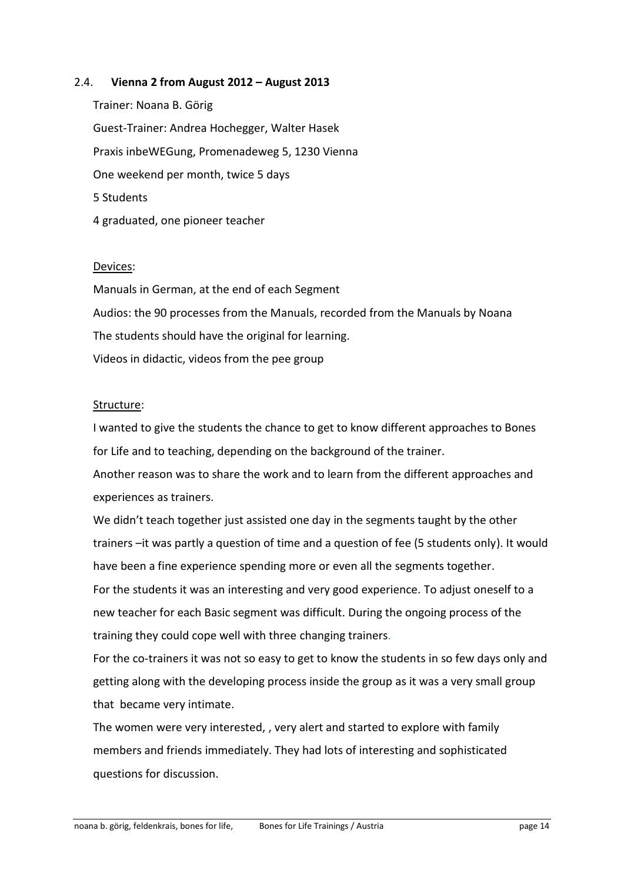## 2.4. Vienna 2 from August 2012 – August 2013

Trainer: Noana B. Görig

Guest-Trainer: Andrea Hochegger, Walter Hasek

Praxis inbeWEGung, Promenadeweg 5, 1230 Vienna

One weekend per month, twice 5 days

5 Students

4 graduated, one pioneer teacher

Devices:

Manuals in German, at the end of each Segment

Audios: the 90 processes from the Manuals, recorded from the Manuals by Noana

The students should have the original for learning.

Videos in didactic, videos from the pee group

Structure:

I wanted to give the students the chance to get to know different approaches to Bones for Life and to teaching, depending on the background of the trainer.

Another reason was to share the work and to learn from the different approaches and experiences as trainers.

We didn't teach together just assisted one day in the segments taught by the other trainers –it was partly a question of time and a question of fee (5 students only). It would have been a fine experience spending more or even all the segments together.

For the students it was an interesting and very good experience. To adjust oneself to a new teacher for each Basic segment was difficult. During the ongoing process of the training they could cope well with three changing trainers.

For the co-trainers it was not so easy to get to know the students in so few days only and getting along with the developing process inside the group as it was a very small group that became very intimate.

The women were very interested, , very alert and started to explore with family members and friends immediately. They had lots of interesting and sophisticated questions for discussion.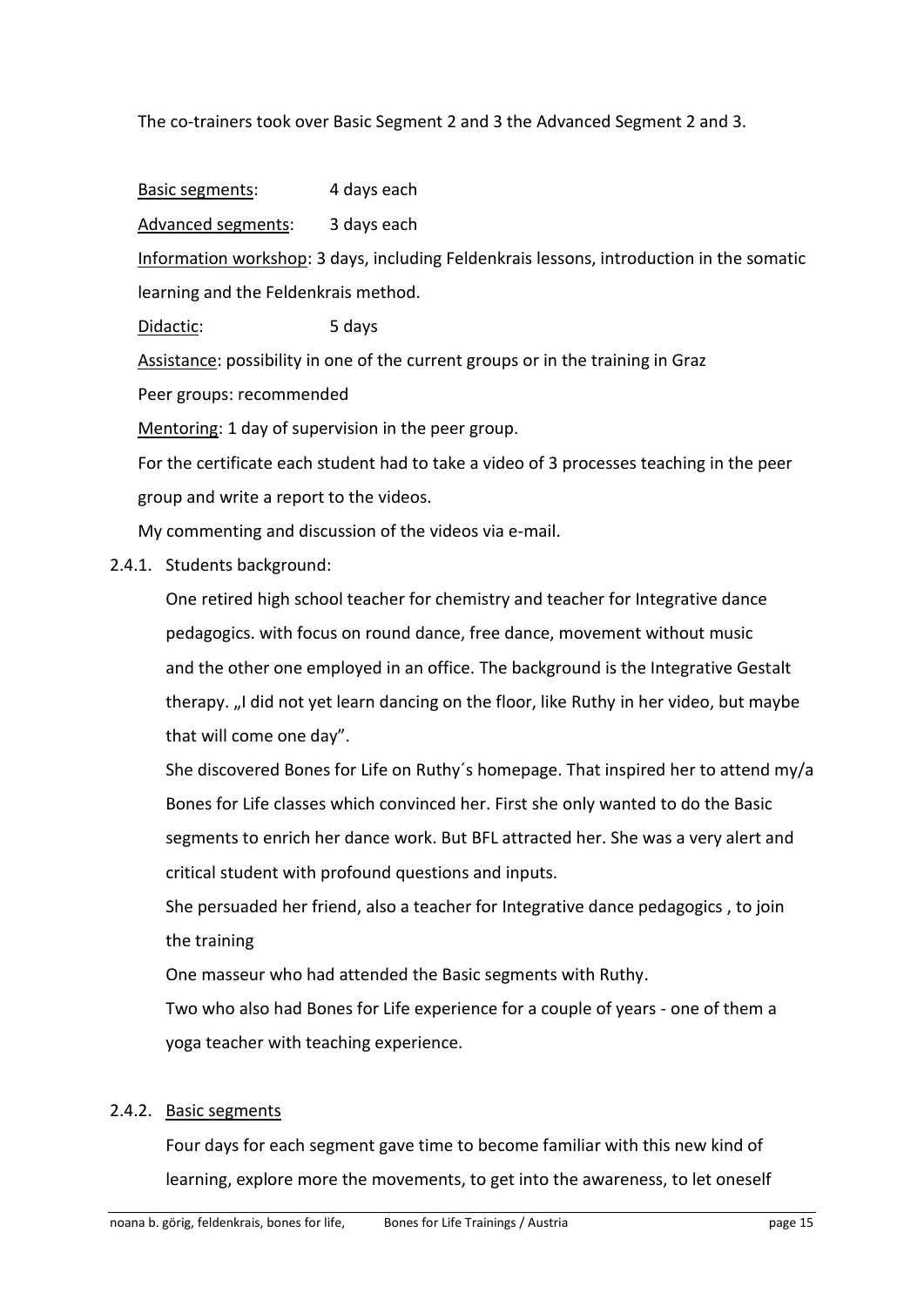The co-trainers took over Basic Segment 2 and 3 the Advanced Segment 2 and 3.

Basic segments: 4 days each

Advanced segments: 3 days each

Information workshop: 3 days, including Feldenkrais lessons, introduction in the somatic learning and the Feldenkrais method.

Didactic: 5 days

Assistance: possibility in one of the current groups or in the training in Graz

Peer groups: recommended

Mentoring: 1 day of supervision in the peer group.

For the certificate each student had to take a video of 3 processes teaching in the peer group and write a report to the videos.

My commenting and discussion of the videos via e-mail.

2.4.1. Students background:

One retired high school teacher for chemistry and teacher for Integrative dance pedagogics. with focus on round dance, free dance, movement without music and the other one employed in an office. The background is the Integrative Gestalt therapy. „I did not yet learn dancing on the floor, like Ruthy in her video, but maybe that will come one day".

She discovered Bones for Life on Ruthy´s homepage. That inspired her to attend my/a Bones for Life classes which convinced her. First she only wanted to do the Basic segments to enrich her dance work. But BFL attracted her. She was a very alert and critical student with profound questions and inputs.

She persuaded her friend, also a teacher for Integrative dance pedagogics , to join the training

One masseur who had attended the Basic segments with Ruthy.

Two who also had Bones for Life experience for a couple of years - one of them a yoga teacher with teaching experience.

2.4.2. Basic segments

Four days for each segment gave time to become familiar with this new kind of learning, explore more the movements, to get into the awareness, to let oneself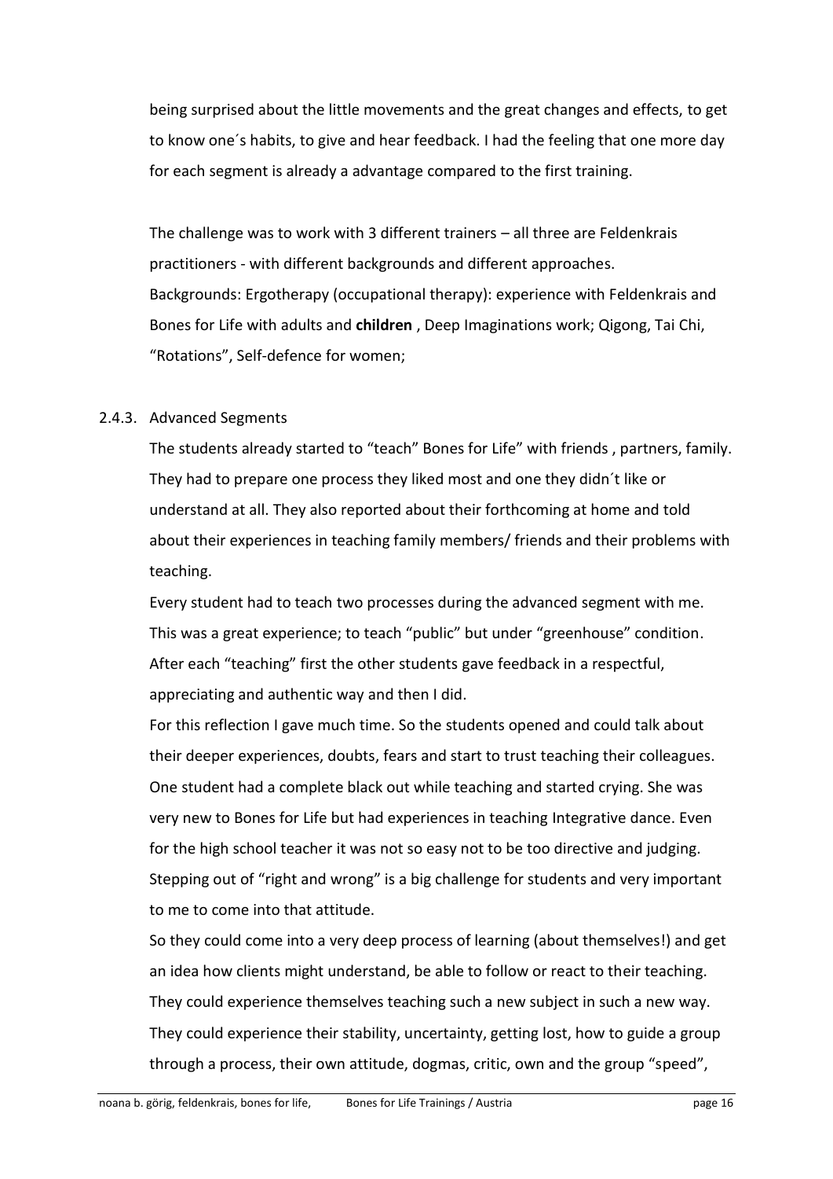being surprised about the little movements and the great changes and effects, to get to know one´s habits, to give and hear feedback. I had the feeling that one more day for each segment is already a advantage compared to the first training.

The challenge was to work with 3 different trainers – all three are Feldenkrais practitioners - with different backgrounds and different approaches.
Backgrounds: Ergotherapy (occupational therapy): experience with Feldenkrais and Bones for Life with adults and **children** , Deep Imaginations work; Qigong, Tai Chi, "Rotations", Self-defence for women;

### 2.4.3. Advanced Segments

The students already started to "teach" Bones for Life" with friends , partners, family. They had to prepare one process they liked most and one they didn´t like or understand at all. They also reported about their forthcoming at home and told about their experiences in teaching family members/ friends and their problems with teaching.

Every student had to teach two processes during the advanced segment with me. This was a great experience; to teach "public" but under "greenhouse" condition. After each "teaching" first the other students gave feedback in a respectful, appreciating and authentic way and then I did.

For this reflection I gave much time. So the students opened and could talk about their deeper experiences, doubts, fears and start to trust teaching their colleagues. One student had a complete black out while teaching and started crying. She was very new to Bones for Life but had experiences in teaching Integrative dance. Even for the high school teacher it was not so easy not to be too directive and judging. Stepping out of "right and wrong" is a big challenge for students and very important to me to come into that attitude.

So they could come into a very deep process of learning (about themselves!) and get an idea how clients might understand, be able to follow or react to their teaching. They could experience themselves teaching such a new subject in such a new way. They could experience their stability, uncertainty, getting lost, how to guide a group through a process, their own attitude, dogmas, critic, own and the group "speed",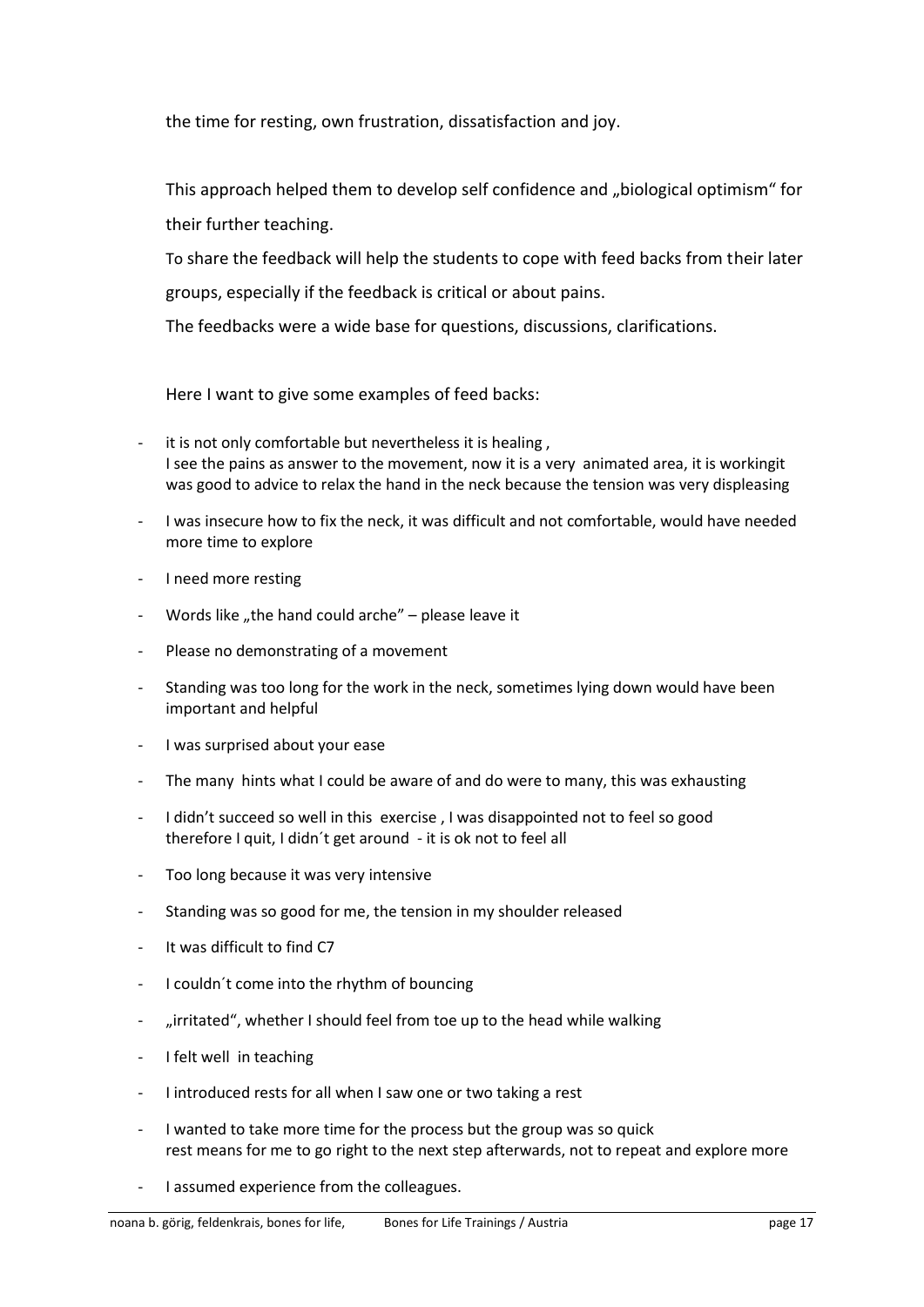the time for resting, own frustration, dissatisfaction and joy.

This approach helped them to develop self confidence and „biological optimism" for their further teaching.

To share the feedback will help the students to cope with feed backs from their later groups, especially if the feedback is critical or about pains.

The feedbacks were a wide base for questions, discussions, clarifications.

Here I want to give some examples of feed backs:

- it is not only comfortable but nevertheless it is healing ,
  I see the pains as answer to the movement, now it is a very animated area, it is workingit was good to advice to relax the hand in the neck because the tension was very displeasing
- I was insecure how to fix the neck, it was difficult and not comfortable, would have needed more time to explore
- I need more resting
- Words like „the hand could arche" – please leave it
- Please no demonstrating of a movement
- Standing was too long for the work in the neck, sometimes lying down would have been important and helpful
- I was surprised about your ease
- The many hints what I could be aware of and do were to many, this was exhausting
- I didn't succeed so well in this exercise , I was disappointed not to feel so good therefore I quit, I didn´t get around - it is ok not to feel all
- Too long because it was very intensive
- Standing was so good for me, the tension in my shoulder released
- It was difficult to find C7
- I couldn´t come into the rhythm of bouncing
- „irritated", whether I should feel from toe up to the head while walking
- I felt well in teaching
- I introduced rests for all when I saw one or two taking a rest
- I wanted to take more time for the process but the group was so quick
  rest means for me to go right to the next step afterwards, not to repeat and explore more
- I assumed experience from the colleagues.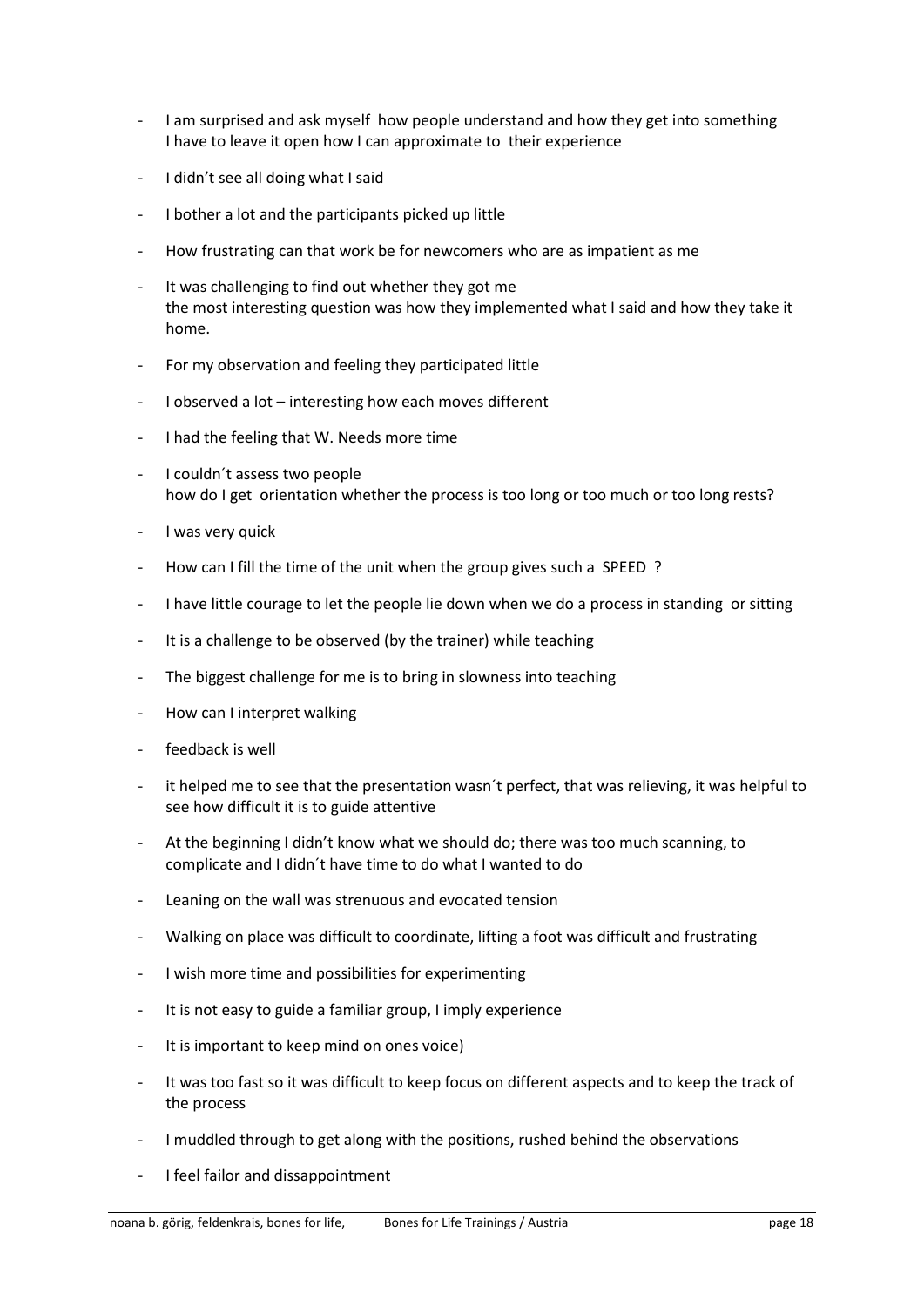- I am surprised and ask myself how people understand and how they get into something
  I have to leave it open how I can approximate to their experience
- I didn't see all doing what I said
- I bother a lot and the participants picked up little
- How frustrating can that work be for newcomers who are as impatient as me
- It was challenging to find out whether they got me
  the most interesting question was how they implemented what I said and how they take it home.
- For my observation and feeling they participated little
- I observed a lot – interesting how each moves different
- I had the feeling that W. Needs more time
- I couldn´t assess two people
  how do I get orientation whether the process is too long or too much or too long rests?
- I was very quick
- How can I fill the time of the unit when the group gives such a SPEED ?
- I have little courage to let the people lie down when we do a process in standing or sitting
- It is a challenge to be observed (by the trainer) while teaching
- The biggest challenge for me is to bring in slowness into teaching
- How can I interpret walking
- feedback is well
- it helped me to see that the presentation wasn´t perfect, that was relieving, it was helpful to see how difficult it is to guide attentive
- At the beginning I didn't know what we should do; there was too much scanning, to complicate and I didn´t have time to do what I wanted to do
- Leaning on the wall was strenuous and evocated tension
- Walking on place was difficult to coordinate, lifting a foot was difficult and frustrating
- I wish more time and possibilities for experimenting
- It is not easy to guide a familiar group, I imply experience
- It is important to keep mind on ones voice)
- It was too fast so it was difficult to keep focus on different aspects and to keep the track of the process
- I muddled through to get along with the positions, rushed behind the observations
- I feel failor and dissappointment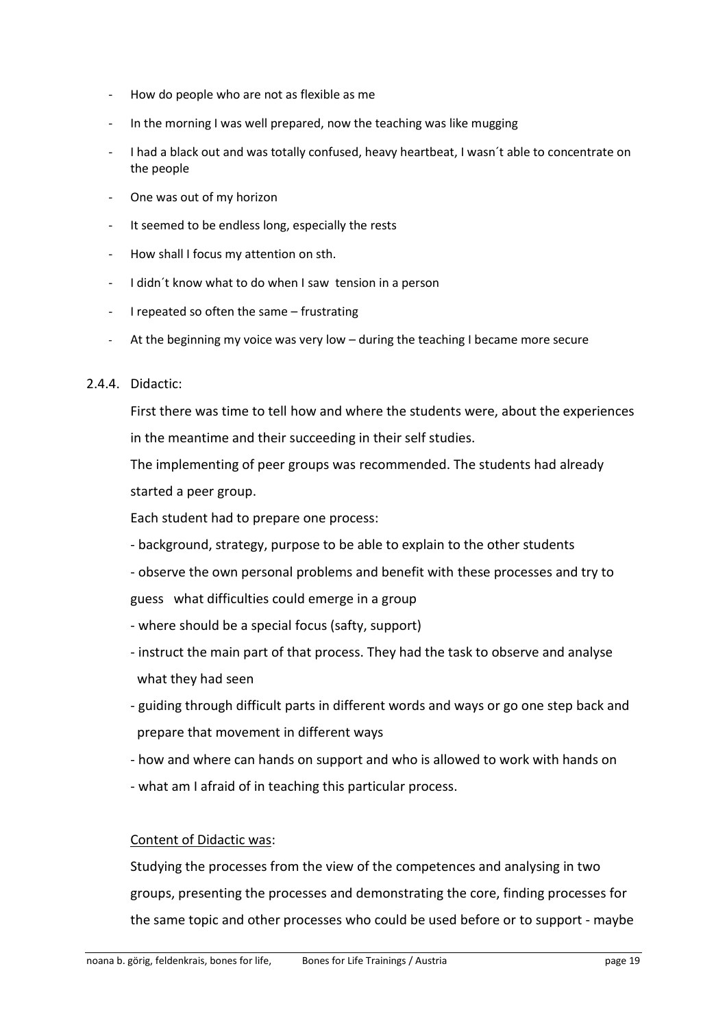- How do people who are not as flexible as me
- In the morning I was well prepared, now the teaching was like mugging
- I had a black out and was totally confused, heavy heartbeat, I wasn´t able to concentrate on the people
- One was out of my horizon
- It seemed to be endless long, especially the rests
- How shall I focus my attention on sth.
- I didn´t know what to do when I saw tension in a person
- I repeated so often the same – frustrating
- At the beginning my voice was very low – during the teaching I became more secure

### 2.4.4. Didactic:

First there was time to tell how and where the students were, about the experiences in the meantime and their succeeding in their self studies.

The implementing of peer groups was recommended. The students had already started a peer group.

Each student had to prepare one process:

- background, strategy, purpose to be able to explain to the other students
- observe the own personal problems and benefit with these processes and try to guess what difficulties could emerge in a group
- where should be a special focus (safty, support)
- instruct the main part of that process. They had the task to observe and analyse what they had seen
- guiding through difficult parts in different words and ways or go one step back and prepare that movement in different ways
- how and where can hands on support and who is allowed to work with hands on
- what am I afraid of in teaching this particular process.

Content of Didactic was:

Studying the processes from the view of the competences and analysing in two groups, presenting the processes and demonstrating the core, finding processes for the same topic and other processes who could be used before or to support - maybe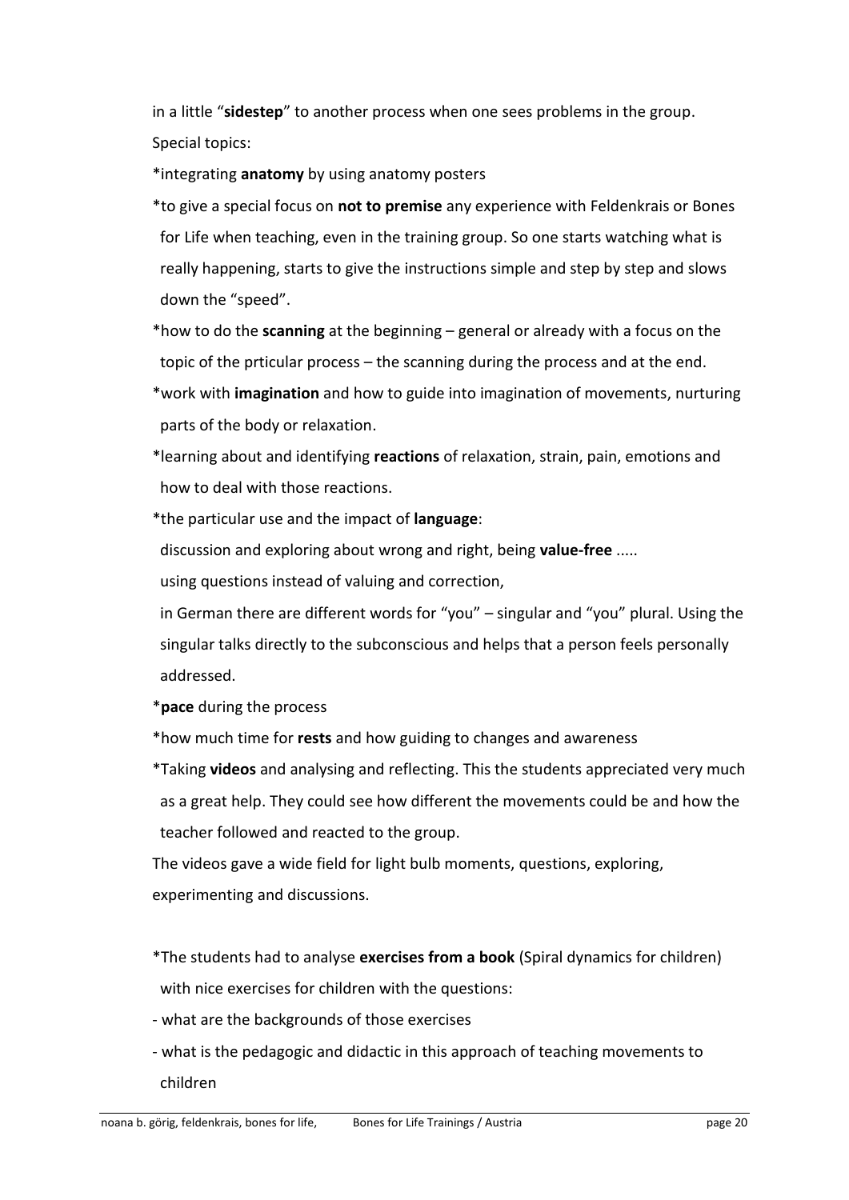in a little “**sidestep**” to another process when one sees problems in the group.

Special topics:

*integrating **anatomy** by using anatomy posters

*to give a special focus on **not to premise** any experience with Feldenkrais or Bones for Life when teaching, even in the training group. So one starts watching what is really happening, starts to give the instructions simple and step by step and slows down the “speed”.

*how to do the **scanning** at the beginning – general or already with a focus on the topic of the prticular process – the scanning during the process and at the end.

*work with **imagination** and how to guide into imagination of movements, nurturing parts of the body or relaxation.

*learning about and identifying **reactions** of relaxation, strain, pain, emotions and how to deal with those reactions.

*the particular use and the impact of **language**:
discussion and exploring about wrong and right, being **value-free** .....
using questions instead of valuing and correction,
in German there are different words for “you” – singular and “you” plural. Using the singular talks directly to the subconscious and helps that a person feels personally addressed.

***pace** during the process

*how much time for **rests** and how guiding to changes and awareness

*Taking **videos** and analysing and reflecting. This the students appreciated very much as a great help. They could see how different the movements could be and how the teacher followed and reacted to the group.

The videos gave a wide field for light bulb moments, questions, exploring, experimenting and discussions.

*The students had to analyse **exercises from a book** (Spiral dynamics for children) with nice exercises for children with the questions:

- what are the backgrounds of those exercises
- what is the pedagogic and didactic in this approach of teaching movements to children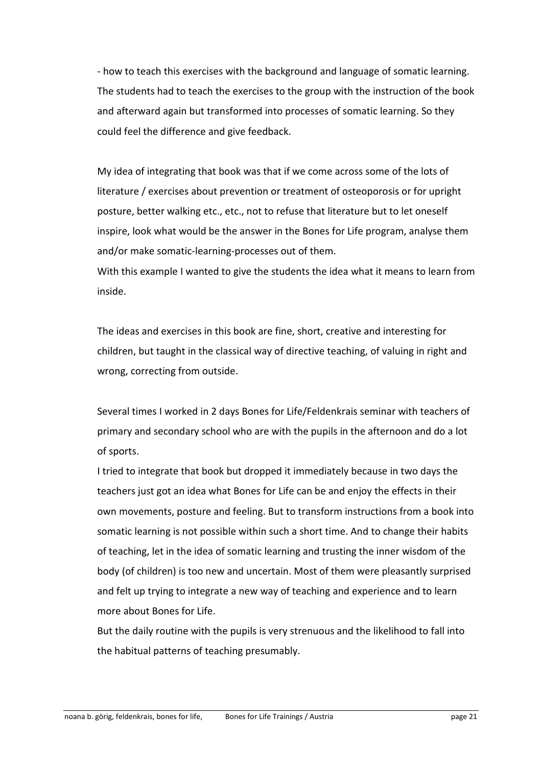- how to teach this exercises with the background and language of somatic learning. The students had to teach the exercises to the group with the instruction of the book and afterward again but transformed into processes of somatic learning. So they could feel the difference and give feedback.

My idea of integrating that book was that if we come across some of the lots of literature / exercises about prevention or treatment of osteoporosis or for upright posture, better walking etc., etc., not to refuse that literature but to let oneself inspire, look what would be the answer in the Bones for Life program, analyse them and/or make somatic-learning-processes out of them.
With this example I wanted to give the students the idea what it means to learn from inside.

The ideas and exercises in this book are fine, short, creative and interesting for children, but taught in the classical way of directive teaching, of valuing in right and wrong, correcting from outside.

Several times I worked in 2 days Bones for Life/Feldenkrais seminar with teachers of primary and secondary school who are with the pupils in the afternoon and do a lot of sports.
I tried to integrate that book but dropped it immediately because in two days the teachers just got an idea what Bones for Life can be and enjoy the effects in their own movements, posture and feeling. But to transform instructions from a book into somatic learning is not possible within such a short time. And to change their habits of teaching, let in the idea of somatic learning and trusting the inner wisdom of the body (of children) is too new and uncertain. Most of them were pleasantly surprised and felt up trying to integrate a new way of teaching and experience and to learn more about Bones for Life.
But the daily routine with the pupils is very strenuous and the likelihood to fall into the habitual patterns of teaching presumably.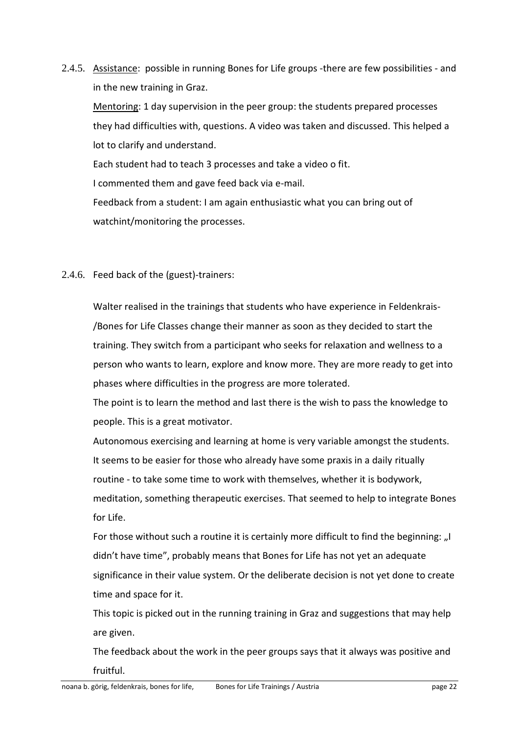2.4.5. <u>Assistance</u>: possible in running Bones for Life groups -there are few possibilities - and in the new training in Graz.

<u>Mentoring</u>: 1 day supervision in the peer group: the students prepared processes they had difficulties with, questions. A video was taken and discussed. This helped a lot to clarify and understand.

Each student had to teach 3 processes and take a video o fit.

I commented them and gave feed back via e-mail.

Feedback from a student: I am again enthusiastic what you can bring out of watchint/monitoring the processes.

2.4.6. Feed back of the (guest)-trainers:

Walter realised in the trainings that students who have experience in Feldenkrais-/Bones for Life Classes change their manner as soon as they decided to start the training. They switch from a participant who seeks for relaxation and wellness to a person who wants to learn, explore and know more. They are more ready to get into phases where difficulties in the progress are more tolerated.

The point is to learn the method and last there is the wish to pass the knowledge to people. This is a great motivator.

Autonomous exercising and learning at home is very variable amongst the students. It seems to be easier for those who already have some praxis in a daily ritually routine - to take some time to work with themselves, whether it is bodywork, meditation, something therapeutic exercises. That seemed to help to integrate Bones for Life.

For those without such a routine it is certainly more difficult to find the beginning: „I didn't have time", probably means that Bones for Life has not yet an adequate significance in their value system. Or the deliberate decision is not yet done to create time and space for it.

This topic is picked out in the running training in Graz and suggestions that may help are given.

The feedback about the work in the peer groups says that it always was positive and fruitful.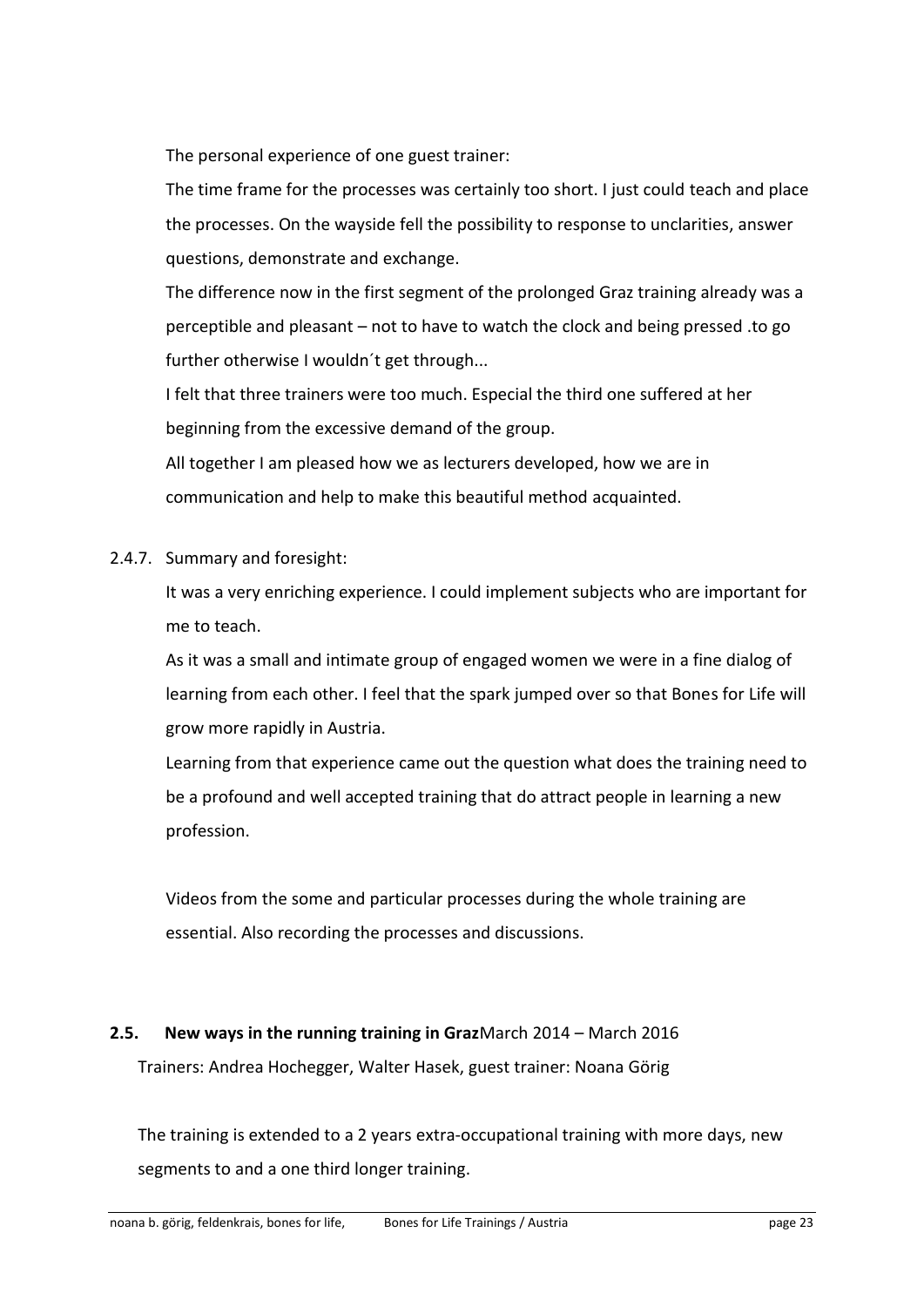The personal experience of one guest trainer:

The time frame for the processes was certainly too short. I just could teach and place the processes. On the wayside fell the possibility to response to unclarities, answer questions, demonstrate and exchange.

The difference now in the first segment of the prolonged Graz training already was a perceptible and pleasant – not to have to watch the clock and being pressed .to go further otherwise I wouldn´t get through...

I felt that three trainers were too much. Especial the third one suffered at her beginning from the excessive demand of the group.

All together I am pleased how we as lecturers developed, how we are in communication and help to make this beautiful method acquainted.

2.4.7. Summary and foresight:

It was a very enriching experience. I could implement subjects who are important for me to teach.

As it was a small and intimate group of engaged women we were in a fine dialog of learning from each other. I feel that the spark jumped over so that Bones for Life will grow more rapidly in Austria.

Learning from that experience came out the question what does the training need to be a profound and well accepted training that do attract people in learning a new profession.

Videos from the some and particular processes during the whole training are essential. Also recording the processes and discussions.

### 2.5. New ways in the running training in Graz March 2014 – March 2016

Trainers: Andrea Hochegger, Walter Hasek, guest trainer: Noana Görig

The training is extended to a 2 years extra-occupational training with more days, new segments to and a one third longer training.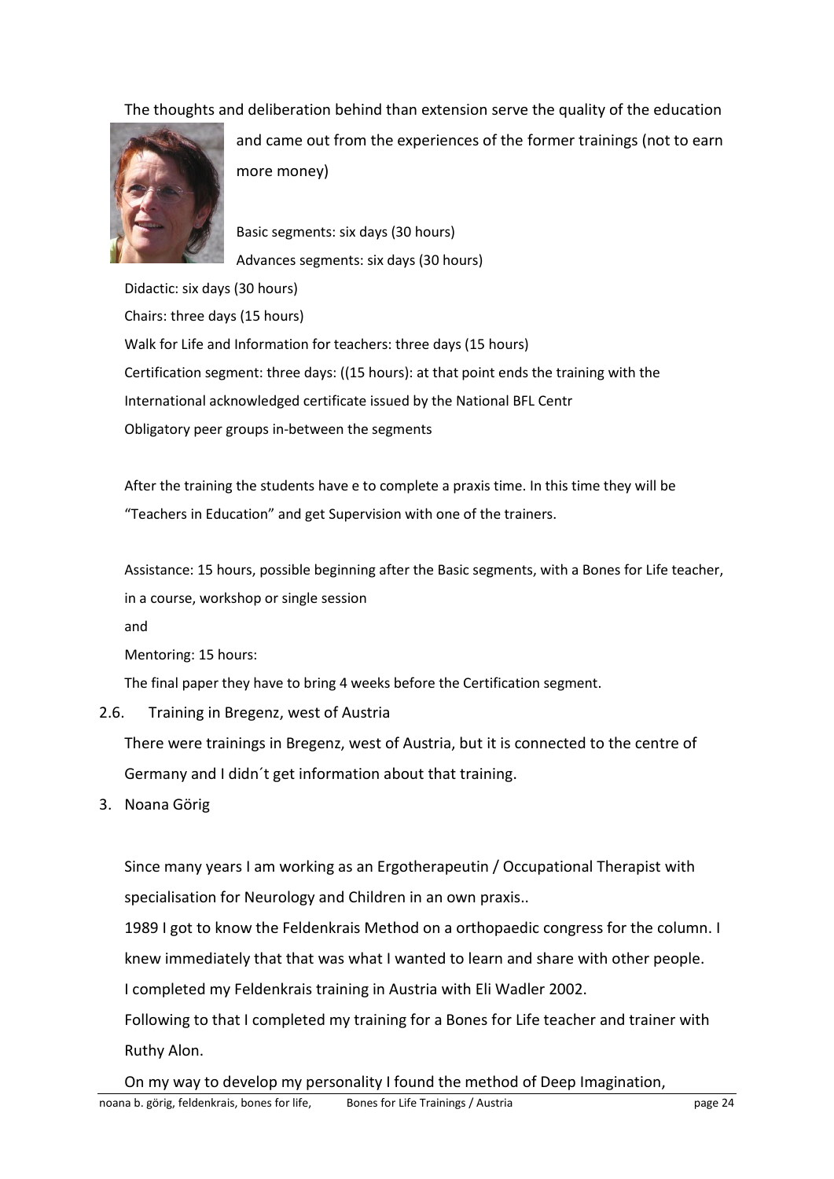The thoughts and deliberation behind than extension serve the quality of the education and came out from the experiences of the former trainings (not to earn more money)

Basic segments: six days (30 hours)

Advances segments: six days (30 hours)

Didactic: six days (30 hours)

Chairs: three days (15 hours)

Walk for Life and Information for teachers: three days (15 hours)

Certification segment: three days: ((15 hours): at that point ends the training with the International acknowledged certificate issued by the National BFL Centr

Obligatory peer groups in-between the segments

After the training the students have e to complete a praxis time. In this time they will be "Teachers in Education" and get Supervision with one of the trainers.

Assistance: 15 hours, possible beginning after the Basic segments, with a Bones for Life teacher, in a course, workshop or single session

and

Mentoring: 15 hours:

The final paper they have to bring 4 weeks before the Certification segment.

## 2.6. Training in Bregenz, west of Austria

There were trainings in Bregenz, west of Austria, but it is connected to the centre of Germany and I didn´t get information about that training.

# 3. Noana Görig

Since many years I am working as an Ergotherapeutin / Occupational Therapist with specialisation for Neurology and Children in an own praxis..

1989 I got to know the Feldenkrais Method on a orthopaedic congress for the column. I knew immediately that that was what I wanted to learn and share with other people.

I completed my Feldenkrais training in Austria with Eli Wadler 2002.

Following to that I completed my training for a Bones for Life teacher and trainer with Ruthy Alon.

On my way to develop my personality I found the method of Deep Imagination,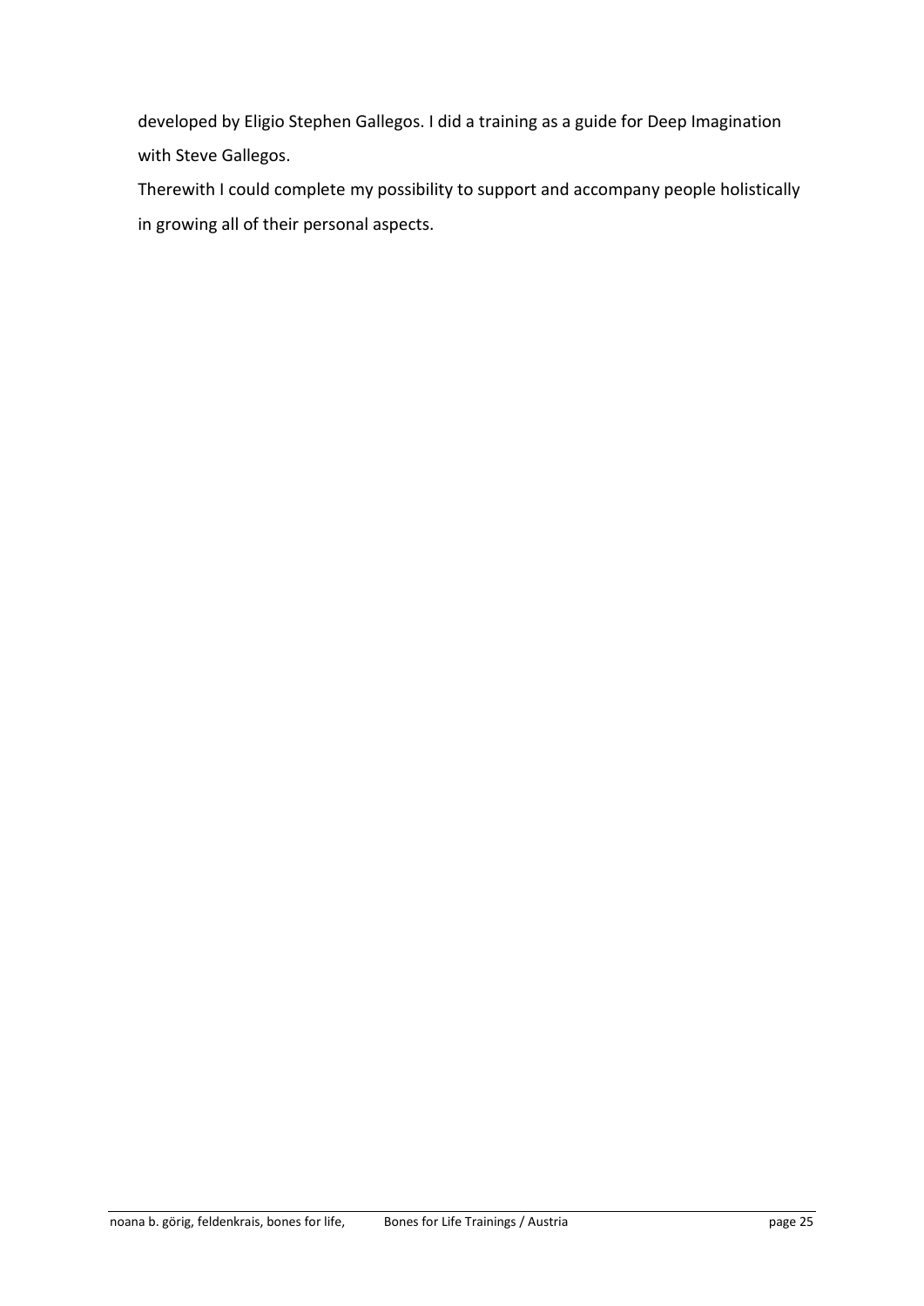developed by Eligio Stephen Gallegos. I did a training as a guide for Deep Imagination with Steve Gallegos.

Therewith I could complete my possibility to support and accompany people holistically in growing all of their personal aspects.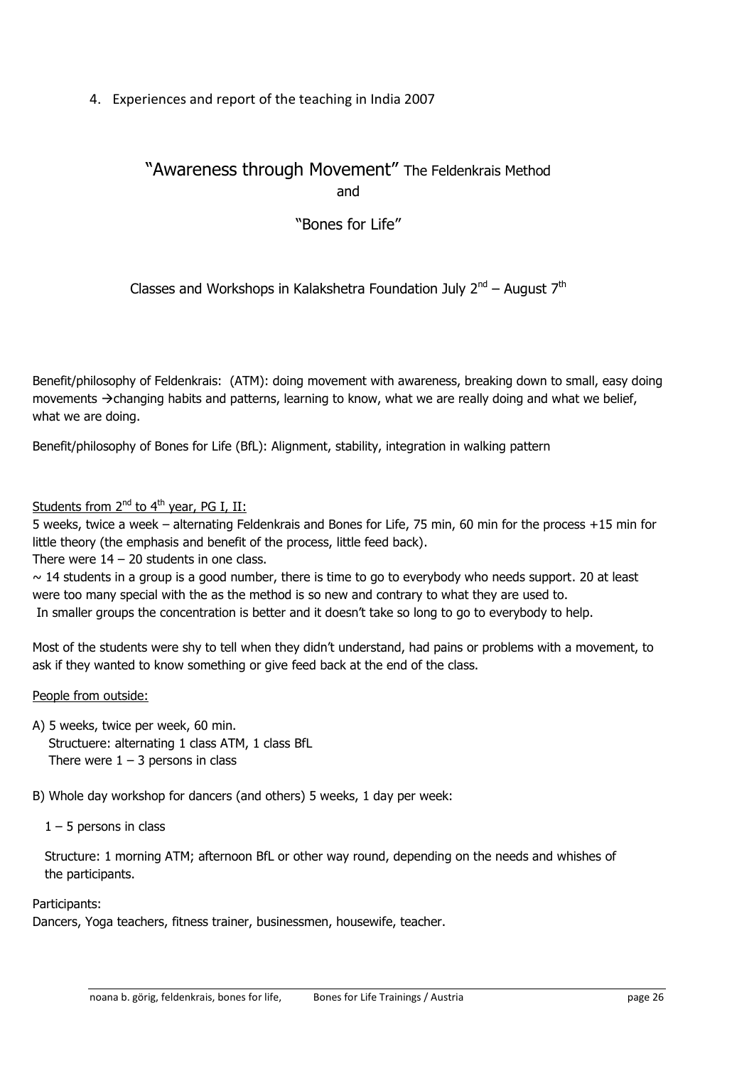## 4. Experiences and report of the teaching in India 2007

# "Awareness through Movement" The Feldenkrais Method

and

# "Bones for Life"

### Classes and Workshops in Kalakshetra Foundation July 2nd – August 7th

Benefit/philosophy of Feldenkrais: (ATM): doing movement with awareness, breaking down to small, easy doing movements →changing habits and patterns, learning to know, what we are really doing and what we belief, what we are doing.

Benefit/philosophy of Bones for Life (BfL): Alignment, stability, integration in walking pattern

Students from 2nd to 4th year, PG I, II:

5 weeks, twice a week – alternating Feldenkrais and Bones for Life, 75 min, 60 min for the process +15 min for little theory (the emphasis and benefit of the process, little feed back).

There were 14 – 20 students in one class.

~ 14 students in a group is a good number, there is time to go to everybody who needs support. 20 at least were too many special with the as the method is so new and contrary to what they are used to.

In smaller groups the concentration is better and it doesn't take so long to go to everybody to help.

Most of the students were shy to tell when they didn't understand, had pains or problems with a movement, to ask if they wanted to know something or give feed back at the end of the class.

People from outside:

A) 5 weeks, twice per week, 60 min.
   Structuere: alternating 1 class ATM, 1 class BfL
   There were 1 – 3 persons in class

B) Whole day workshop for dancers (and others) 5 weeks, 1 day per week:

   1 – 5 persons in class

   Structure: 1 morning ATM; afternoon BfL or other way round, depending on the needs and whishes of the participants.

Participants:

Dancers, Yoga teachers, fitness trainer, businessmen, housewife, teacher.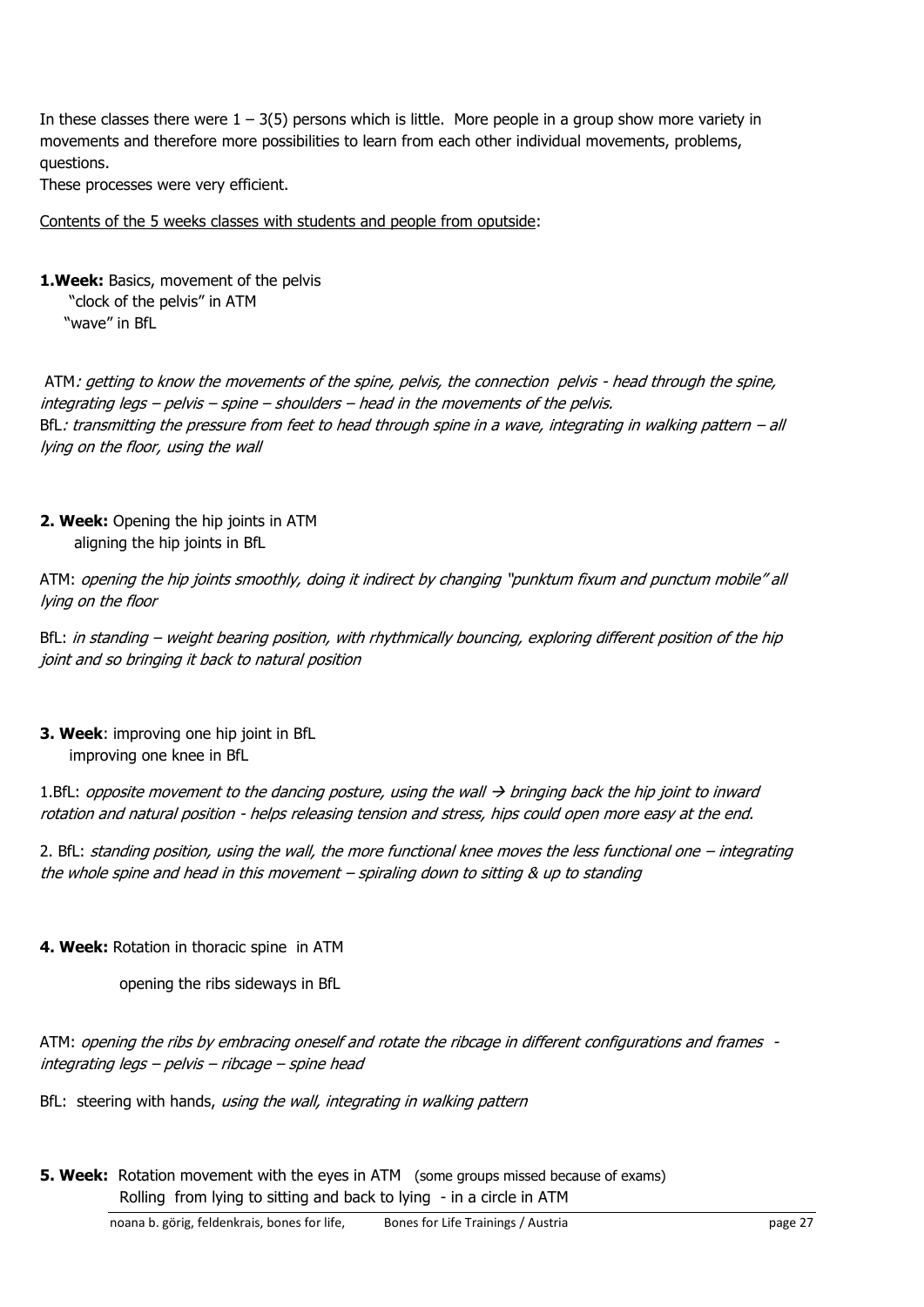In these classes there were 1 – 3(5) persons which is little. More people in a group show more variety in movements and therefore more possibilities to learn from each other individual movements, problems, questions.
These processes were very efficient.

Contents of the 5 weeks classes with students and people from oputside:

**1.Week:** Basics, movement of the pelvis
"clock of the pelvis" in ATM
"wave" in BfL

ATM*: getting to know the movements of the spine, pelvis, the connection pelvis - head through the spine, integrating legs – pelvis – spine – shoulders – head in the movements of the pelvis.*
BfL*: transmitting the pressure from feet to head through spine in a wave, integrating in walking pattern – all lying on the floor, using the wall*

**2. Week:** Opening the hip joints in ATM
aligning the hip joints in BfL

ATM: *opening the hip joints smoothly, doing it indirect by changing "punktum fixum and punctum mobile" all lying on the floor*

BfL: *in standing – weight bearing position, with rhythmically bouncing, exploring different position of the hip joint and so bringing it back to natural position*

**3. Week**: improving one hip joint in BfL
improving one knee in BfL

1.BfL: *opposite movement to the dancing posture, using the wall → bringing back the hip joint to inward rotation and natural position - helps releasing tension and stress, hips could open more easy at the end.*

2. BfL: *standing position, using the wall, the more functional knee moves the less functional one – integrating the whole spine and head in this movement – spiraling down to sitting & up to standing*

**4. Week:** Rotation in thoracic spine in ATM

opening the ribs sideways in BfL

ATM: *opening the ribs by embracing oneself and rotate the ribcage in different configurations and frames - integrating legs – pelvis – ribcage – spine head*

BfL: steering with hands, *using the wall, integrating in walking pattern*

**5. Week:** Rotation movement with the eyes in ATM (some groups missed because of exams)
Rolling from lying to sitting and back to lying - in a circle in ATM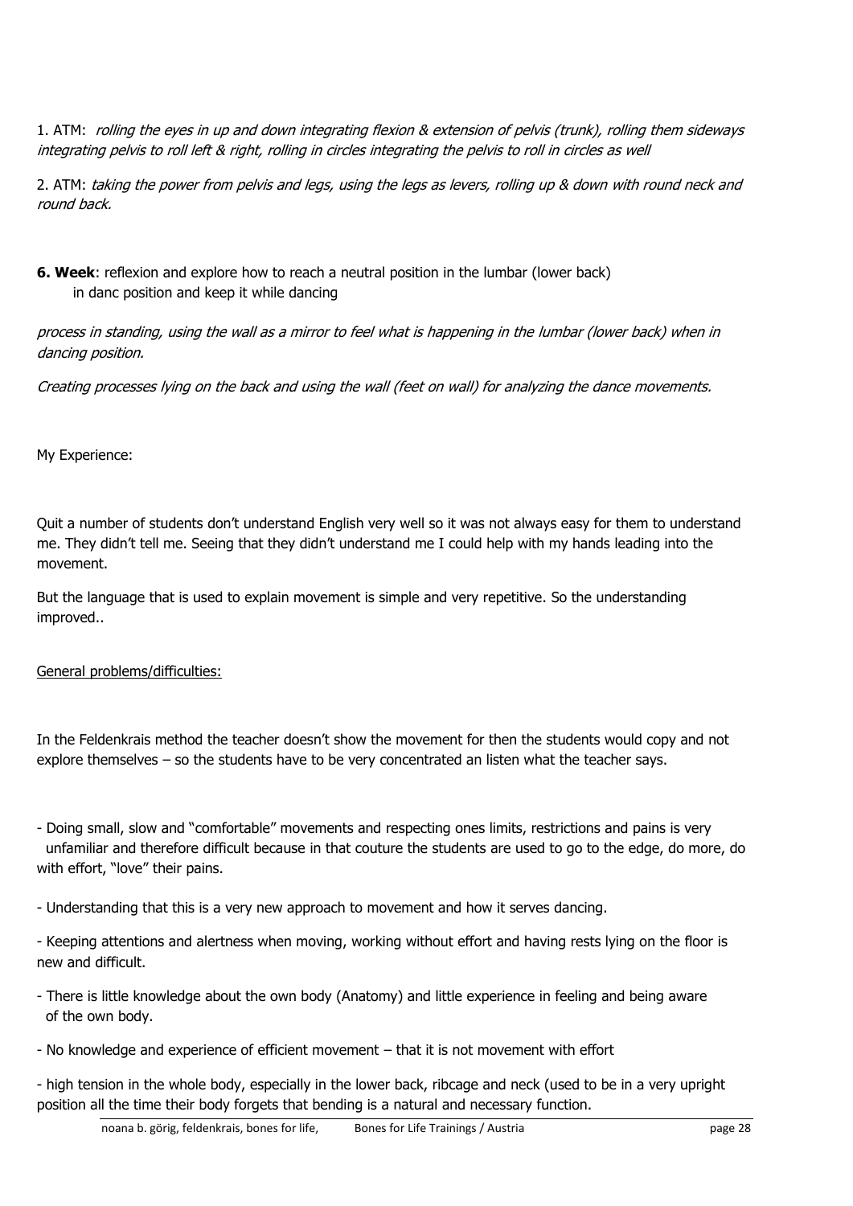1. ATM: *rolling the eyes in up and down integrating flexion & extension of pelvis (trunk), rolling them sideways integrating pelvis to roll left & right, rolling in circles integrating the pelvis to roll in circles as well*

2. ATM: *taking the power from pelvis and legs, using the legs as levers, rolling up & down with round neck and round back.*

**6. Week**: reflexion and explore how to reach a neutral position in the lumbar (lower back) in danc position and keep it while dancing

*process in standing, using the wall as a mirror to feel what is happening in the lumbar (lower back) when in dancing position.*

*Creating processes lying on the back and using the wall (feet on wall) for analyzing the dance movements.*

My Experience:

Quit a number of students don't understand English very well so it was not always easy for them to understand me. They didn't tell me. Seeing that they didn't understand me I could help with my hands leading into the movement.

But the language that is used to explain movement is simple and very repetitive. So the understanding improved..

<u>General problems/difficulties:</u>

In the Feldenkrais method the teacher doesn't show the movement for then the students would copy and not explore themselves – so the students have to be very concentrated an listen what the teacher says.

- Doing small, slow and "comfortable" movements and respecting ones limits, restrictions and pains is very unfamiliar and therefore difficult because in that couture the students are used to go to the edge, do more, do with effort, "love" their pains.

- Understanding that this is a very new approach to movement and how it serves dancing.

- Keeping attentions and alertness when moving, working without effort and having rests lying on the floor is new and difficult.

- There is little knowledge about the own body (Anatomy) and little experience in feeling and being aware of the own body.

- No knowledge and experience of efficient movement – that it is not movement with effort

- high tension in the whole body, especially in the lower back, ribcage and neck (used to be in a very upright position all the time their body forgets that bending is a natural and necessary function.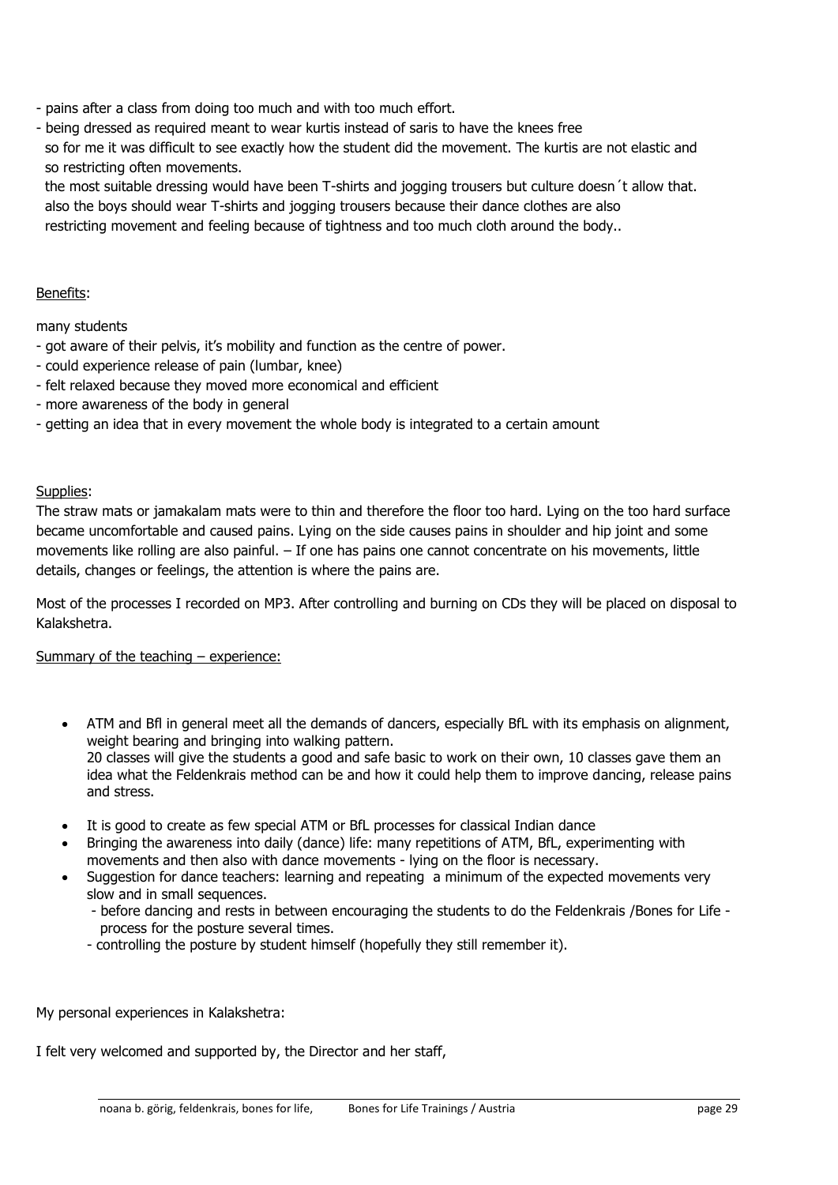- pains after a class from doing too much and with too much effort.
- being dressed as required meant to wear kurtis instead of saris to have the knees free so for me it was difficult to see exactly how the student did the movement. The kurtis are not elastic and so restricting often movements.
  the most suitable dressing would have been T-shirts and jogging trousers but culture doesn´t allow that. also the boys should wear T-shirts and jogging trousers because their dance clothes are also restricting movement and feeling because of tightness and too much cloth around the body..

<u>Benefits</u>:

many students

- got aware of their pelvis, it's mobility and function as the centre of power.
- could experience release of pain (lumbar, knee)
- felt relaxed because they moved more economical and efficient
- more awareness of the body in general
- getting an idea that in every movement the whole body is integrated to a certain amount

<u>Supplies</u>:

The straw mats or jamakalam mats were to thin and therefore the floor too hard. Lying on the too hard surface became uncomfortable and caused pains. Lying on the side causes pains in shoulder and hip joint and some movements like rolling are also painful. – If one has pains one cannot concentrate on his movements, little details, changes or feelings, the attention is where the pains are.

Most of the processes I recorded on MP3. After controlling and burning on CDs they will be placed on disposal to Kalakshetra.

<u>Summary of the teaching – experience:</u>

- ATM and Bfl in general meet all the demands of dancers, especially BfL with its emphasis on alignment, weight bearing and bringing into walking pattern.
  20 classes will give the students a good and safe basic to work on their own, 10 classes gave them an idea what the Feldenkrais method can be and how it could help them to improve dancing, release pains and stress.
- It is good to create as few special ATM or BfL processes for classical Indian dance
- Bringing the awareness into daily (dance) life: many repetitions of ATM, BfL, experimenting with movements and then also with dance movements - lying on the floor is necessary.
- Suggestion for dance teachers: learning and repeating a minimum of the expected movements very slow and in small sequences.
  - before dancing and rests in between encouraging the students to do the Feldenkrais /Bones for Life - process for the posture several times.
  - controlling the posture by student himself (hopefully they still remember it).

My personal experiences in Kalakshetra:

I felt very welcomed and supported by, the Director and her staff,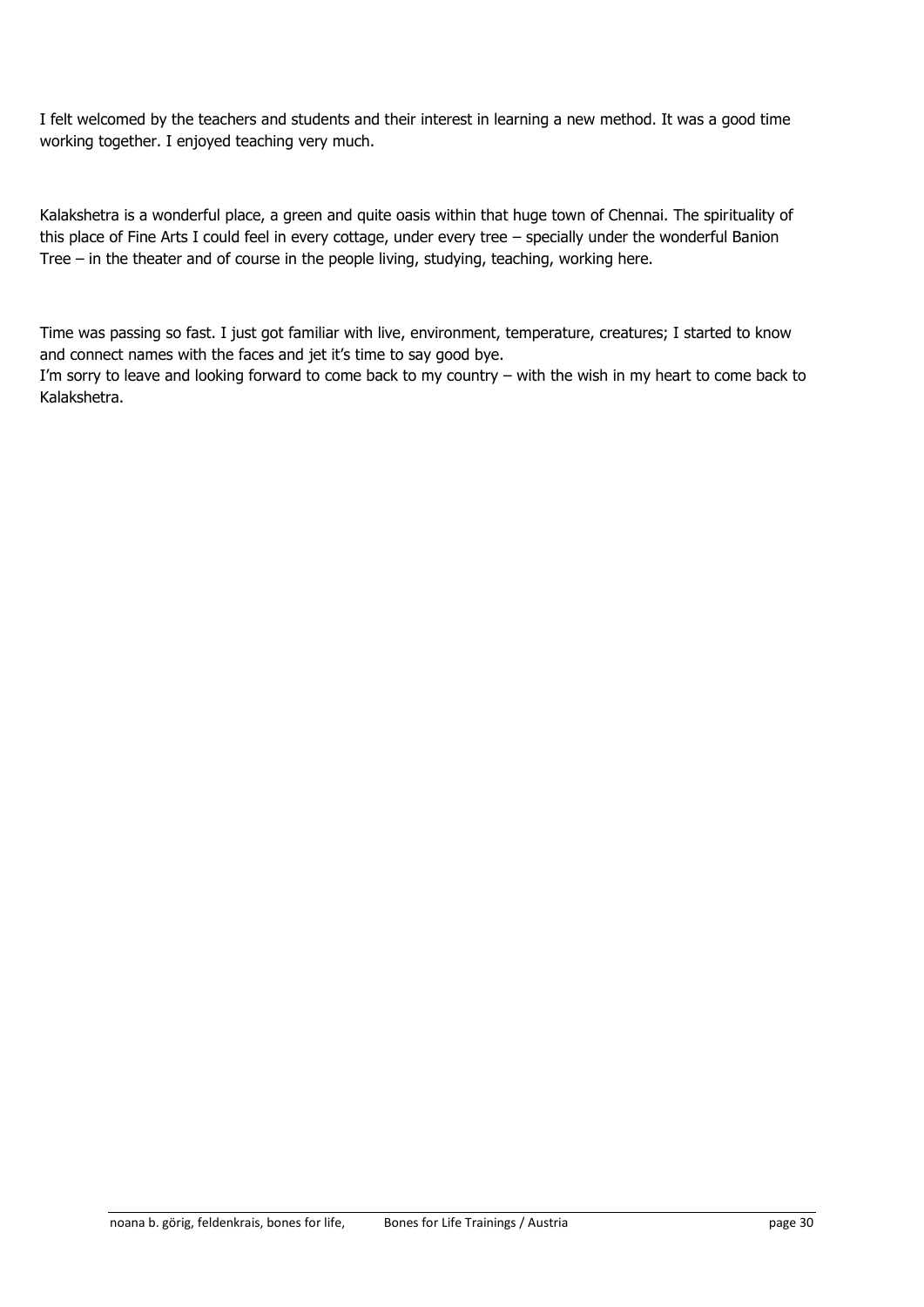I felt welcomed by the teachers and students and their interest in learning a new method. It was a good time working together. I enjoyed teaching very much.

Kalakshetra is a wonderful place, a green and quite oasis within that huge town of Chennai. The spirituality of this place of Fine Arts I could feel in every cottage, under every tree – specially under the wonderful Banion Tree – in the theater and of course in the people living, studying, teaching, working here.

Time was passing so fast. I just got familiar with live, environment, temperature, creatures; I started to know and connect names with the faces and jet it's time to say good bye.
I'm sorry to leave and looking forward to come back to my country – with the wish in my heart to come back to Kalakshetra.